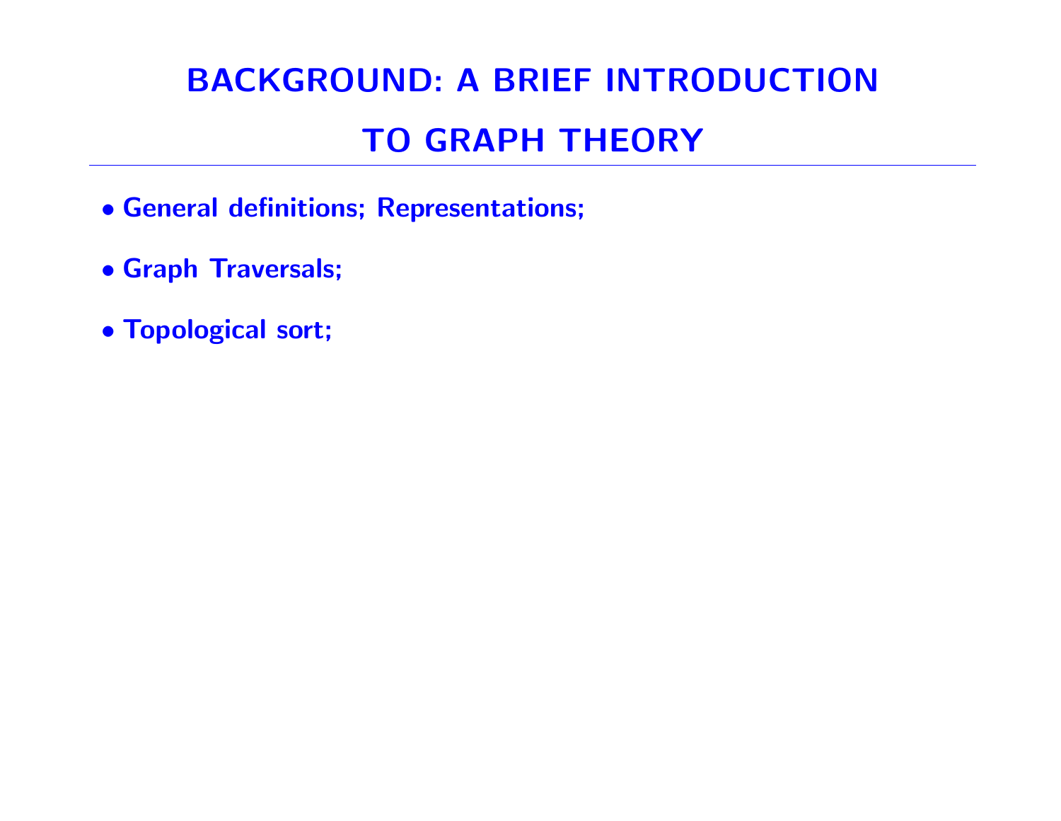# BACKGROUND: A BRIEF INTRODUCTION TO GRAPH THEORY

- **General definitions; Representations;**
- **Graph Traversals;**
- **Topological sort;**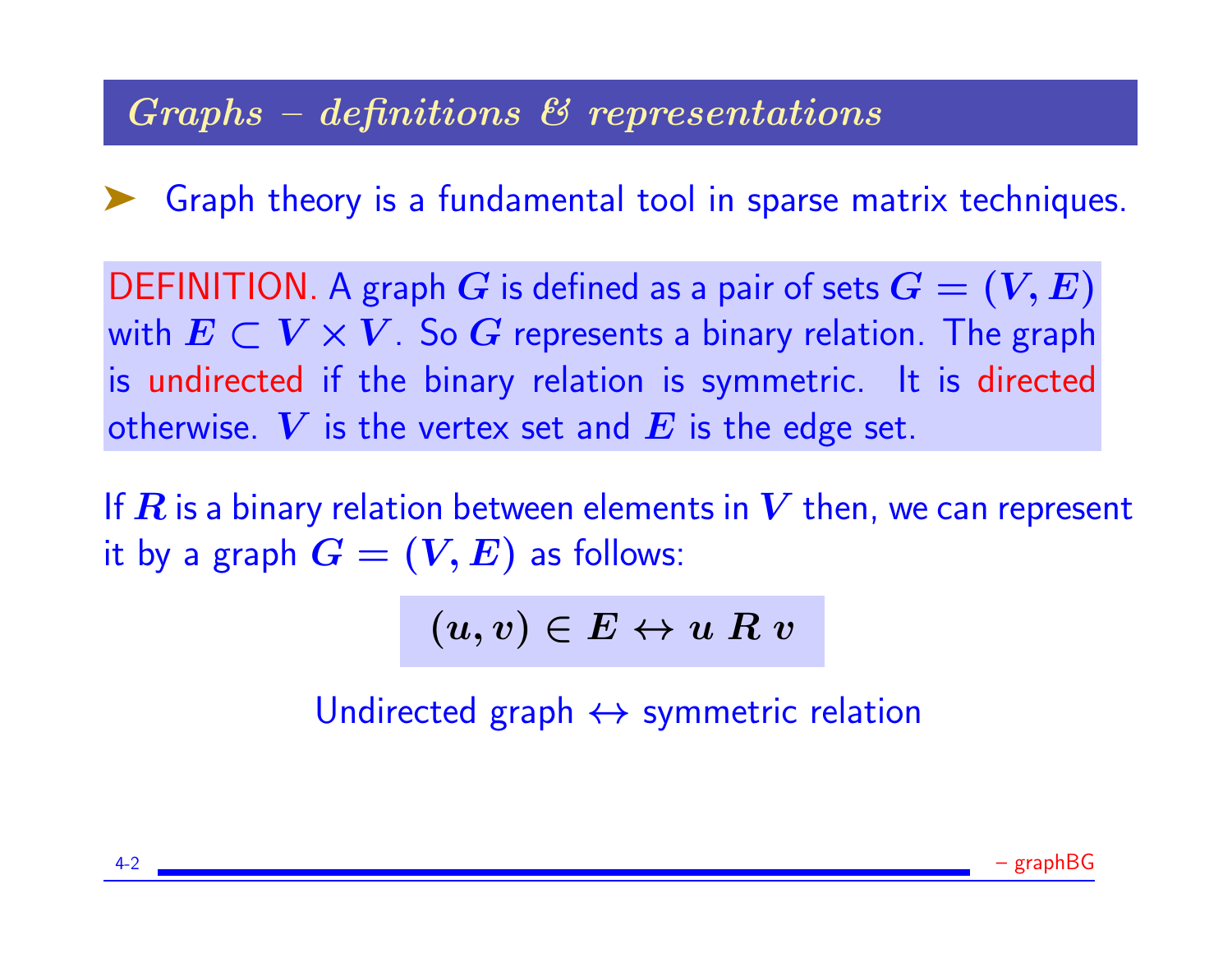## *Graphs – definitions & representations*

- Graph theory is a fundamental tool in sparse matrix techniques.

DEFINITION. A graph $G$ is defined as a pair of sets $G = (V, E)$ with $E \subset V \times V$. So $G$ represents a binary relation. The graph is undirected if the binary relation is symmetric. It is directed otherwise. $V$ is the vertex set and $E$ is the edge set.

If $R$ is a binary relation between elements in $V$ then, we can represent it by a graph $G = (V, E)$ as follows:

$$(u, v) \in E \leftrightarrow u \; R \; v$$

Undirected graph $\leftrightarrow$ symmetric relation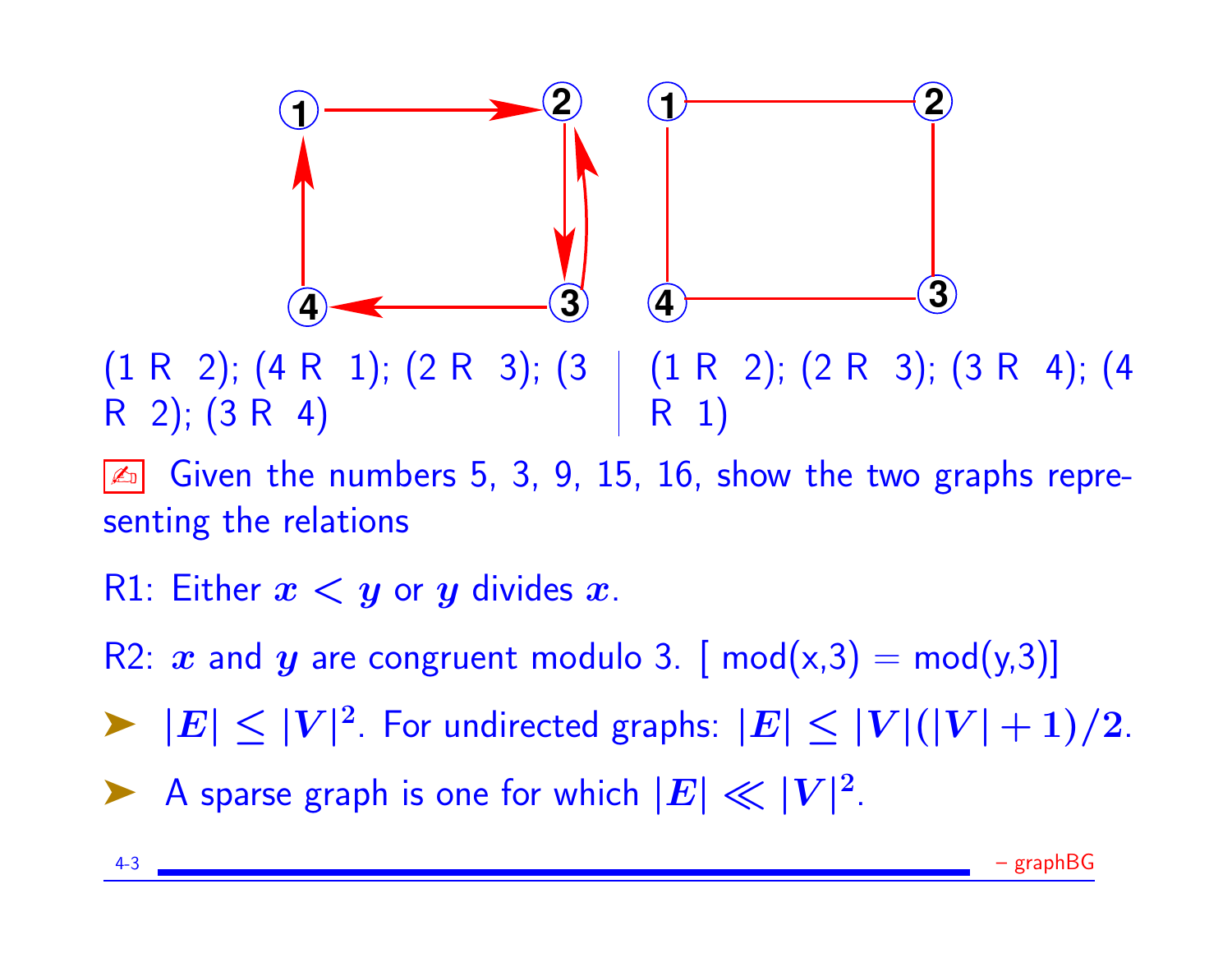(1 R 2); (4 R 1); (2 R 3); (3 R 2); (3 R 4)

(1 R 2); (2 R 3); (3 R 4); (4 R 1)

✍ Given the numbers 5, 3, 9, 15, 16, show the two graphs representing the relations

R1: Either $x < y$ or $y$ divides $x$.

R2: $x$ and $y$ are congruent modulo 3. [ mod(x,3) = mod(y,3)]

- $|E| \leq |V|^2$. For undirected graphs: $|E| \leq |V|(|V| + 1)/2$.
- A sparse graph is one for which $|E| \ll |V|^2$.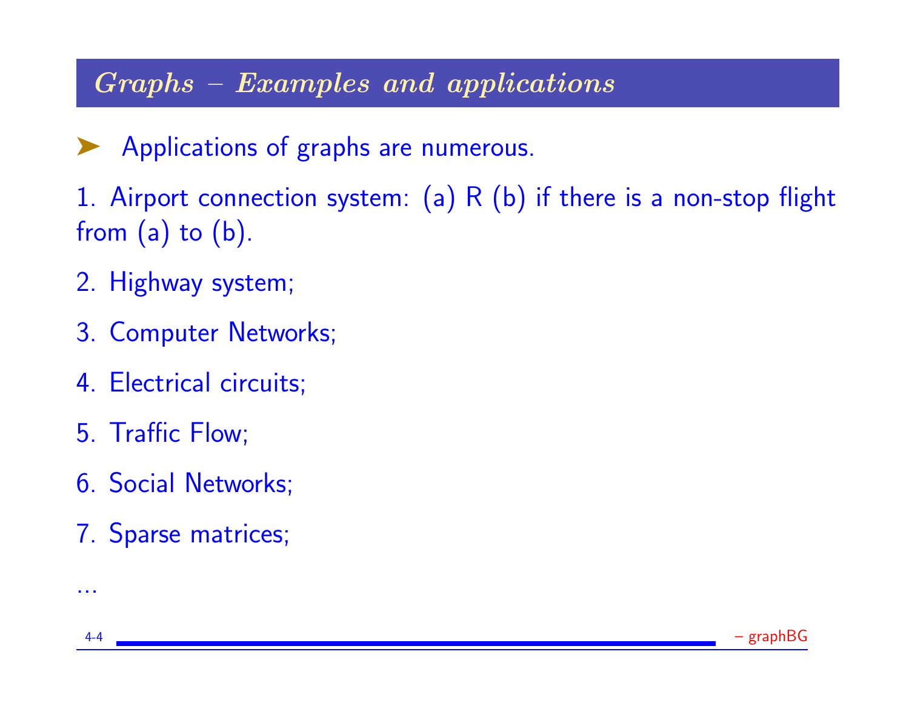## *Graphs – Examples and applications*

- Applications of graphs are numerous.

1. Airport connection system: (a) R (b) if there is a non-stop flight from (a) to (b).

2. Highway system;

3. Computer Networks;

4. Electrical circuits;

5. Traffic Flow;

6. Social Networks;

7. Sparse matrices;

...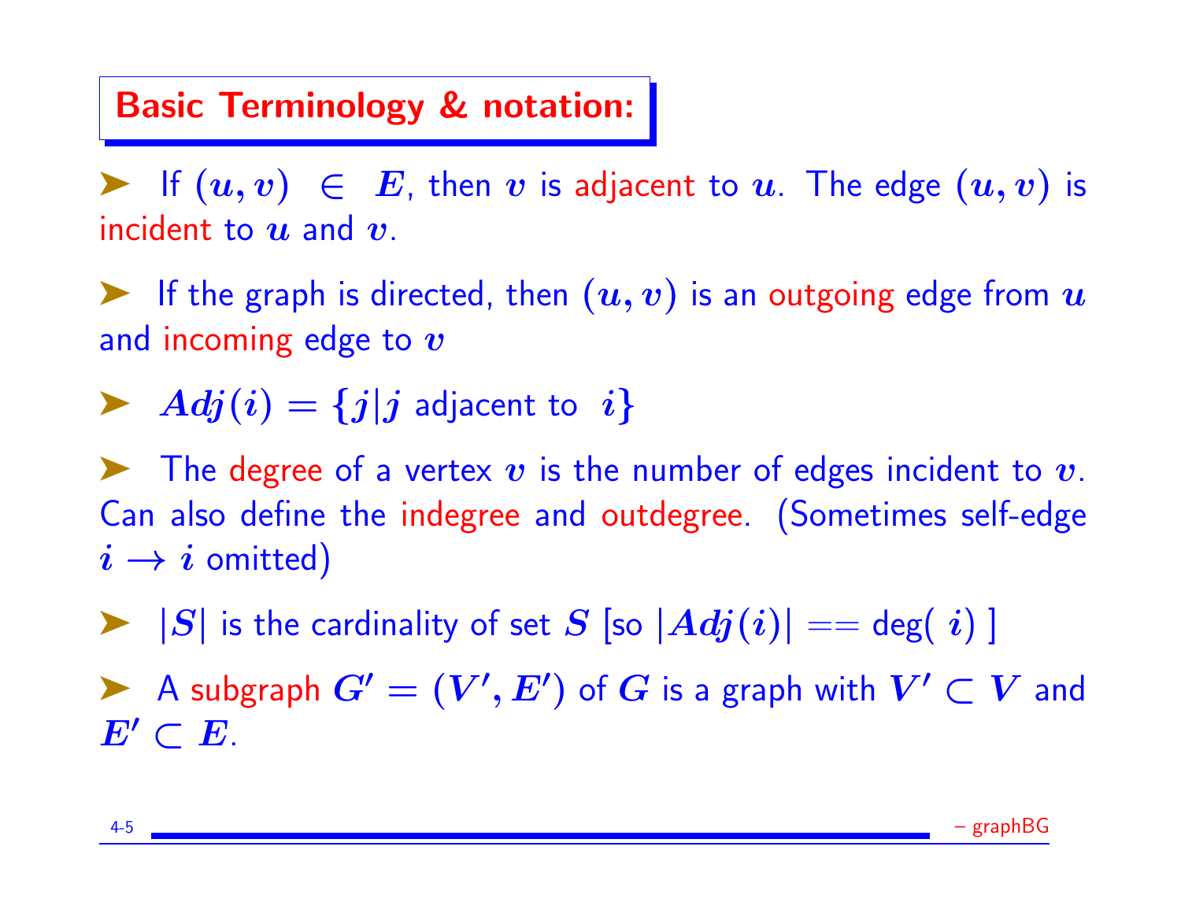## Basic Terminology & notation:

- If $(u, v) \in E$, then $v$ is adjacent to $u$. The edge $(u, v)$ is incident to $u$ and $v$.
- If the graph is directed, then $(u, v)$ is an outgoing edge from $u$ and incoming edge to $v$
- $Adj(i) = \{j | j \text{ adjacent to } i\}$
- The degree of a vertex $v$ is the number of edges incident to $v$. Can also define the indegree and outdegree. (Sometimes self-edge $i \to i$ omitted)
- $|S|$ is the cardinality of set $S$ [so $|Adj(i)| ==$ deg( $i$ ) ]
- A subgraph $G' = (V', E')$ of $G$ is a graph with $V' \subset V$ and $E' \subset E$.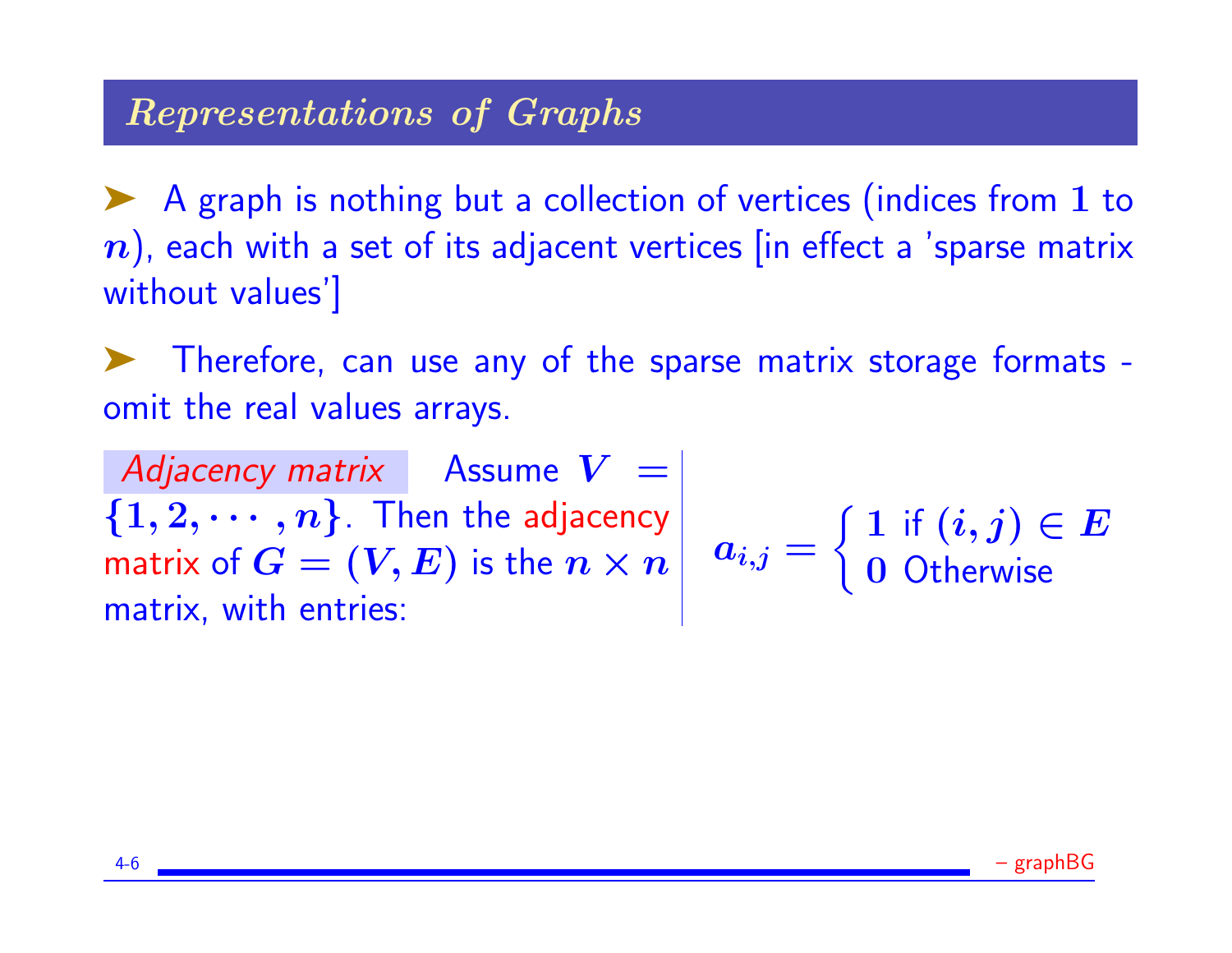## *Representations of Graphs*

- A graph is nothing but a collection of vertices (indices from $1$ to $n$), each with a set of its adjacent vertices [in effect a 'sparse matrix without values']

- Therefore, can use any of the sparse matrix storage formats - omit the real values arrays.

*Adjacency matrix* Assume $V = \{1, 2, \cdots, n\}$. Then the adjacency matrix of $G = (V, E)$ is the $n \times n$ matrix, with entries:

$$a_{i,j} = \begin{cases} 1 \text{ if } (i,j) \in E \\ 0 \text{ Otherwise} \end{cases}$$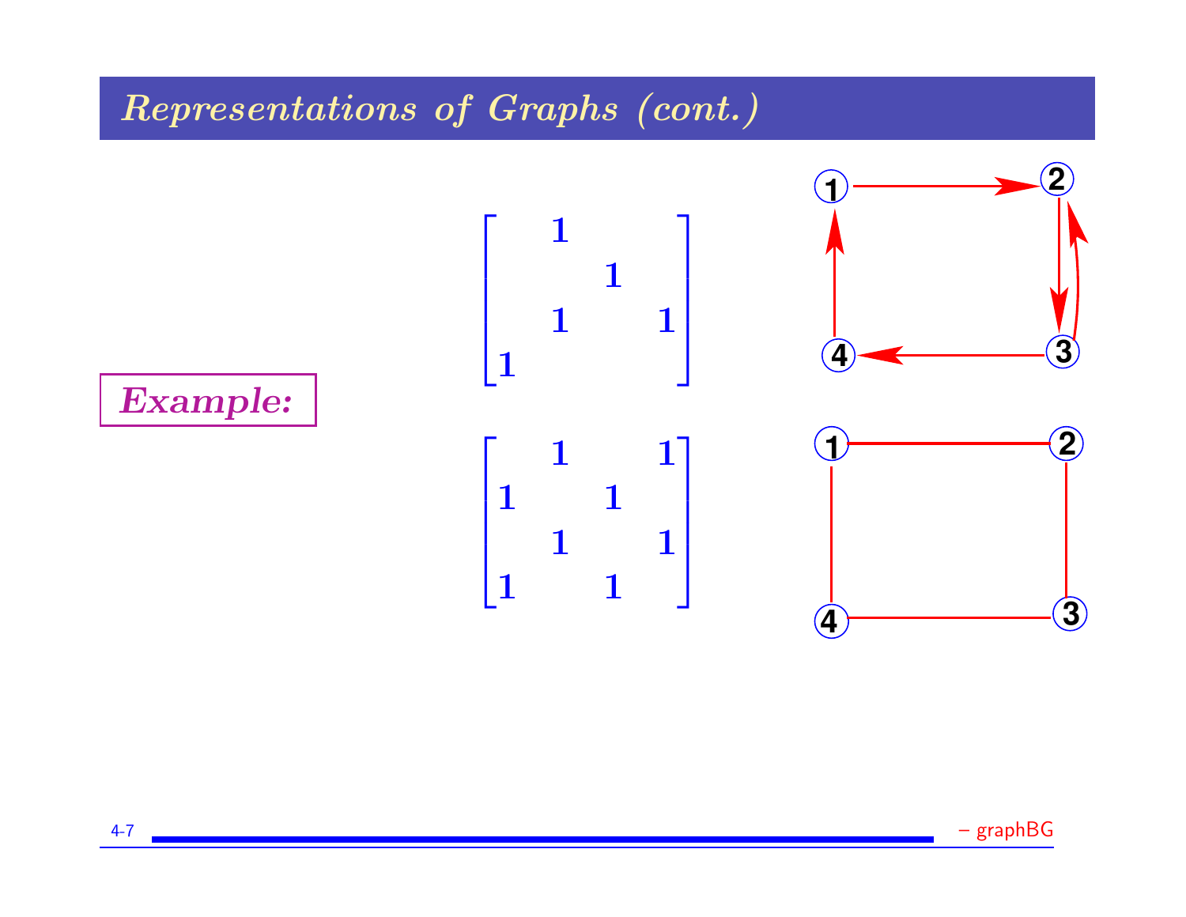# Representations of Graphs (cont.)

**Example:**

$$
\begin{bmatrix}
 & 1 & & \\
 & & 1 & \\
 & 1 & & 1 \\
1 & & &
\end{bmatrix}
$$

$$
\begin{bmatrix}
 & 1 & & 1 \\
1 & & 1 & \\
 & 1 & & 1 \\
1 & & 1 &
\end{bmatrix}
$$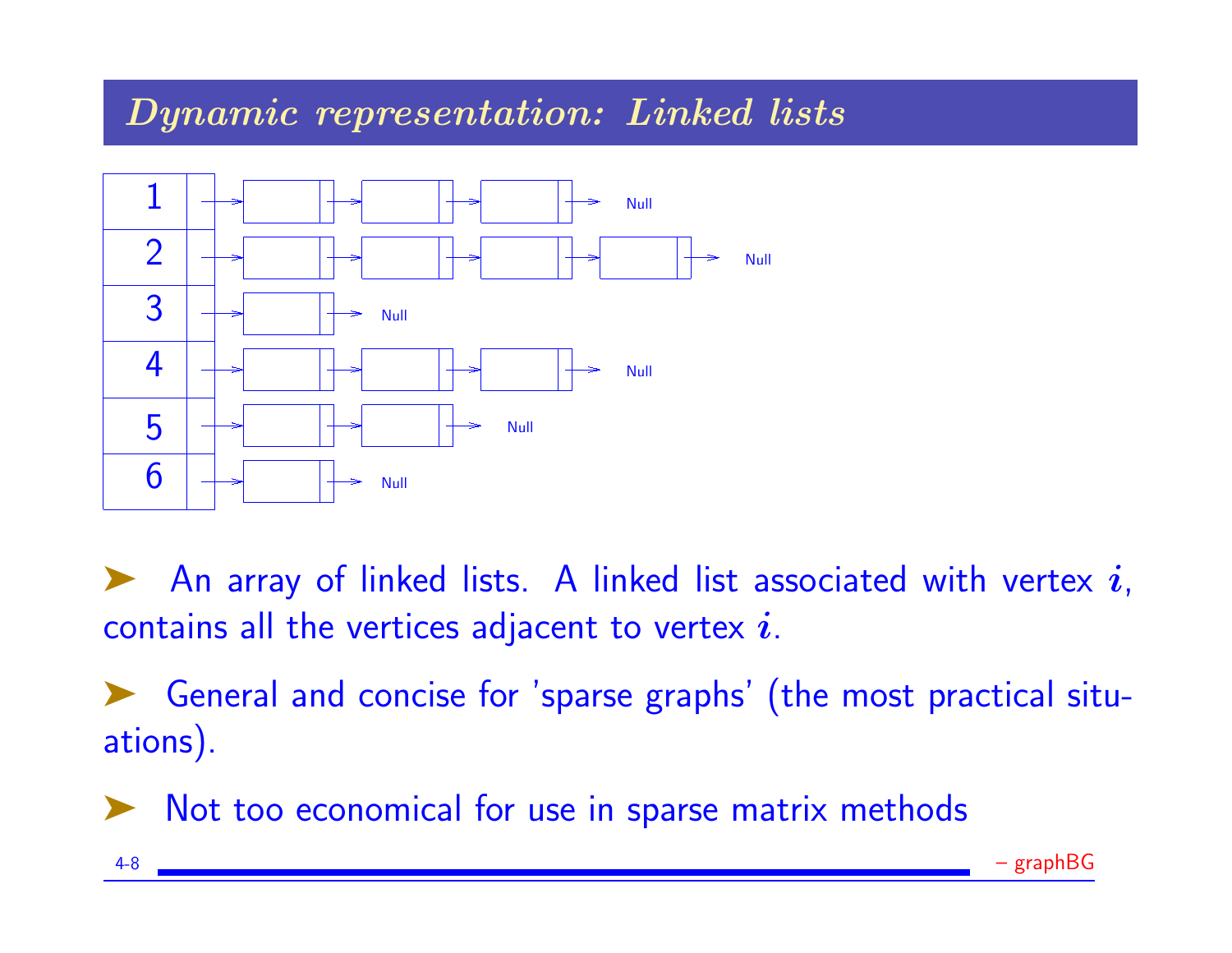## *Dynamic representation: Linked lists*

- An array of linked lists. A linked list associated with vertex $i$, contains all the vertices adjacent to vertex $i$.

- General and concise for 'sparse graphs' (the most practical situations).

- Not too economical for use in sparse matrix methods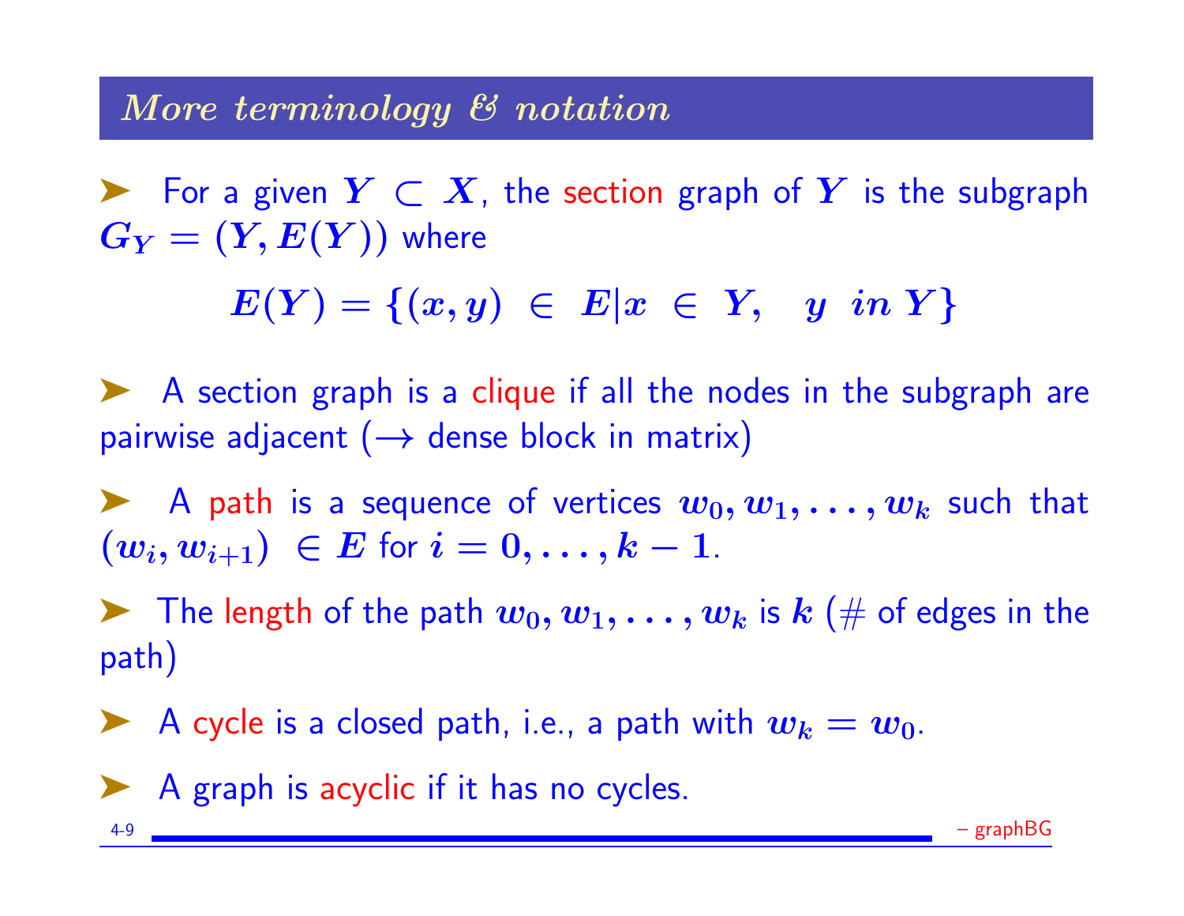## *More terminology & notation*

- For a given $Y \subset X$, the section graph of $Y$ is the subgraph $G_Y = (Y, E(Y))$ where

$$E(Y) = \{(x, y) \in E | x \in Y, \quad y \ in \, Y\}$$

- A section graph is a clique if all the nodes in the subgraph are pairwise adjacent ($\rightarrow$ dense block in matrix)

- A path is a sequence of vertices $w_0, w_1, \ldots, w_k$ such that $(w_i, w_{i+1}) \in E$ for $i = 0, \ldots, k-1$.

- The length of the path $w_0, w_1, \ldots, w_k$ is $k$ (# of edges in the path)

- A cycle is a closed path, i.e., a path with $w_k = w_0$.

- A graph is acyclic if it has no cycles.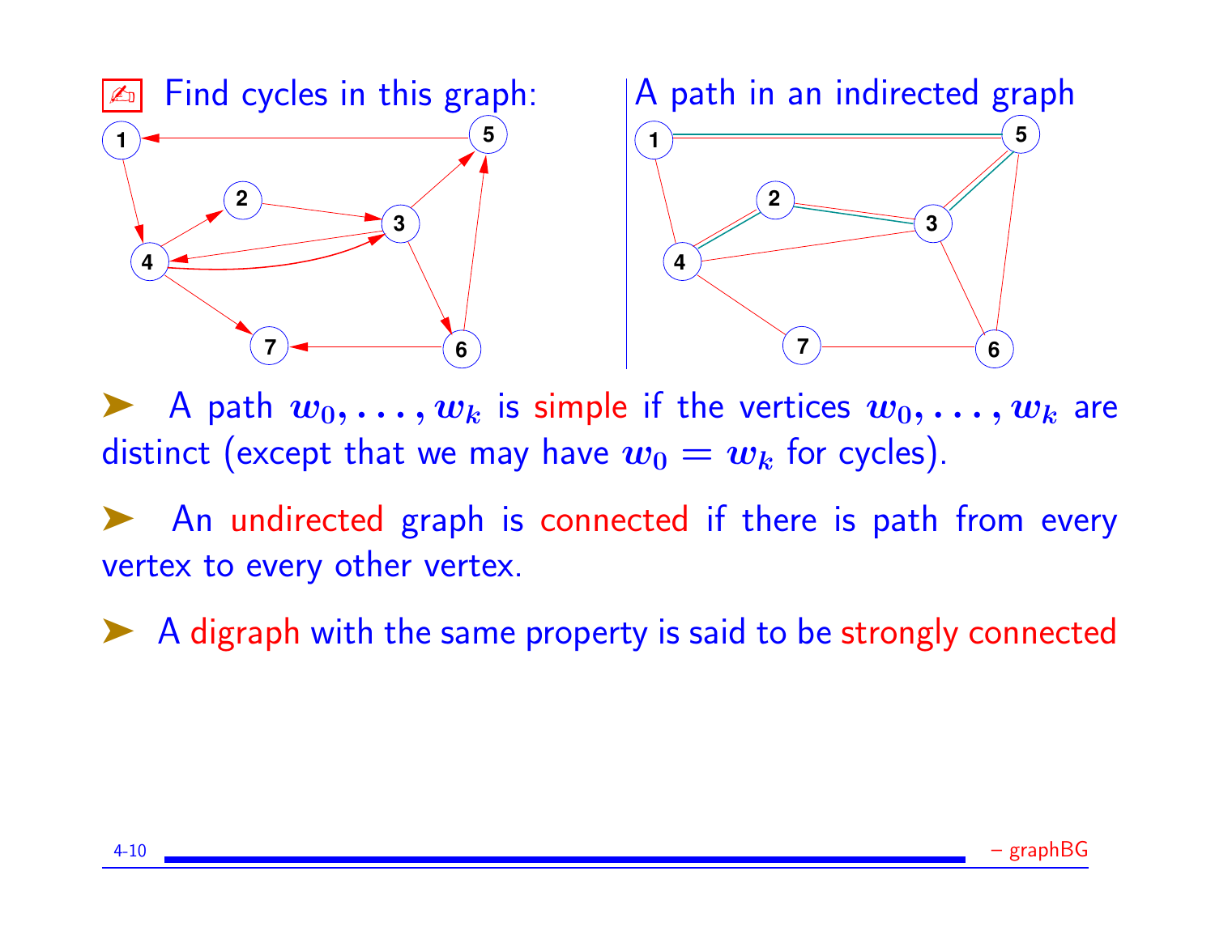✍ Find cycles in this graph:

A path in an indirected graph

➤ A path $w_0, \ldots, w_k$ is simple if the vertices $w_0, \ldots, w_k$ are distinct (except that we may have $w_0 = w_k$ for cycles).

➤ An undirected graph is connected if there is path from every vertex to every other vertex.

➤ A digraph with the same property is said to be strongly connected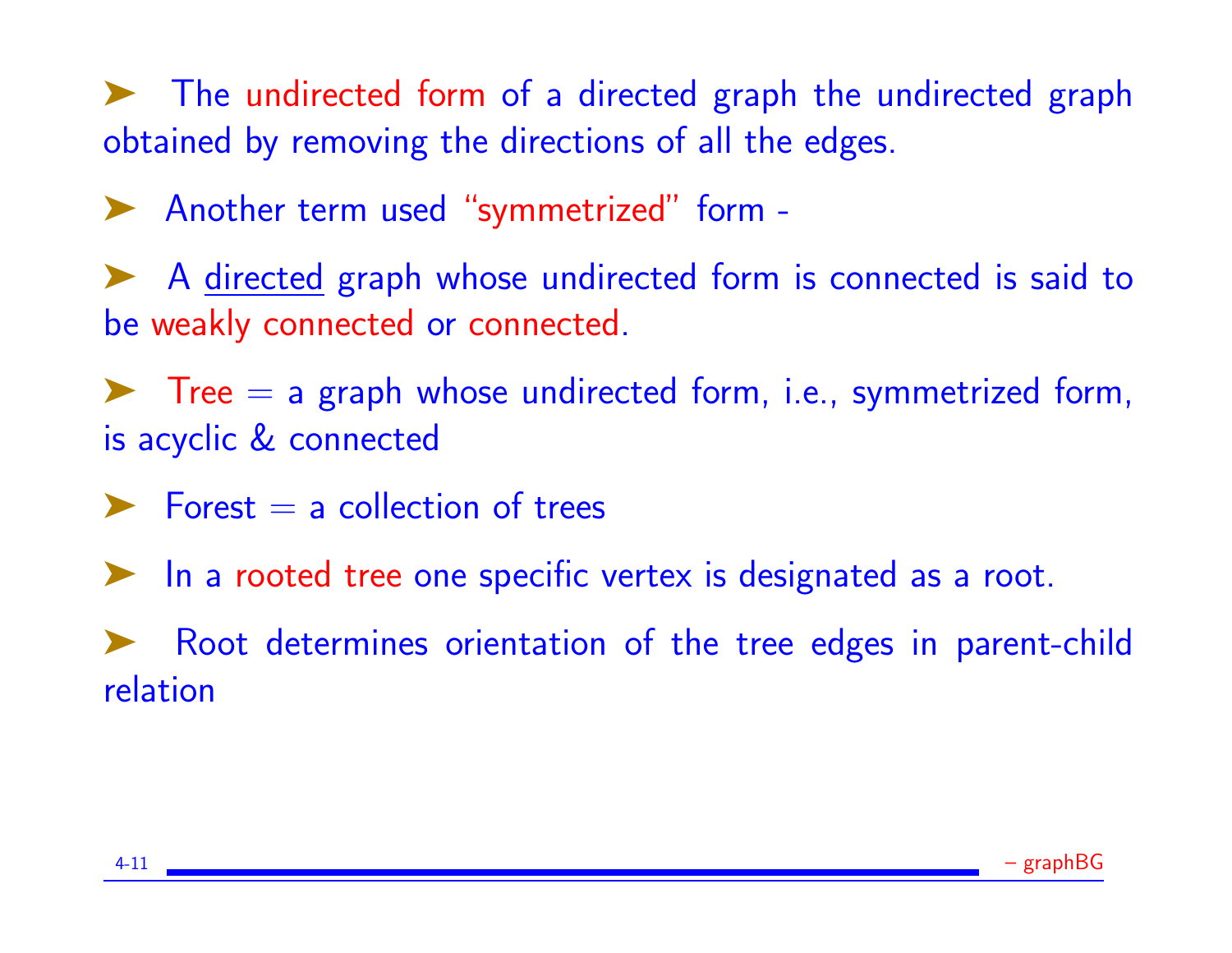- The undirected form of a directed graph the undirected graph obtained by removing the directions of all the edges.

- Another term used "symmetrized" form -

- A <u>directed</u> graph whose undirected form is connected is said to be weakly connected or connected.

- Tree = a graph whose undirected form, i.e., symmetrized form, is acyclic & connected

- Forest = a collection of trees

- In a rooted tree one specific vertex is designated as a root.

- Root determines orientation of the tree edges in parent-child relation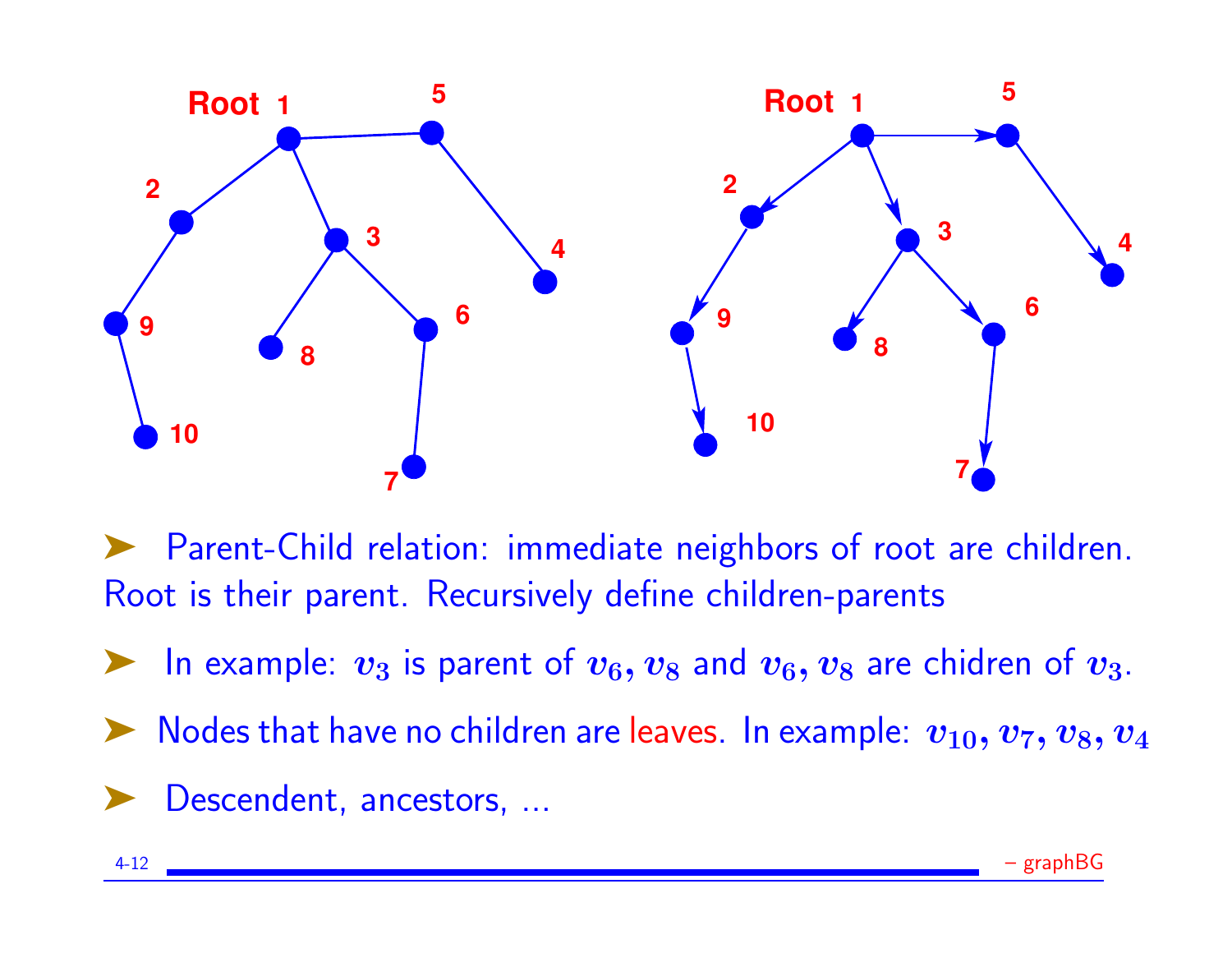- Parent-Child relation: immediate neighbors of root are children. Root is their parent. Recursively define children-parents
- In example: $v_3$ is parent of $v_6, v_8$ and $v_6, v_8$ are chidren of $v_3$.
- Nodes that have no children are leaves. In example: $v_{10}, v_7, v_8, v_4$
- Descendent, ancestors, ...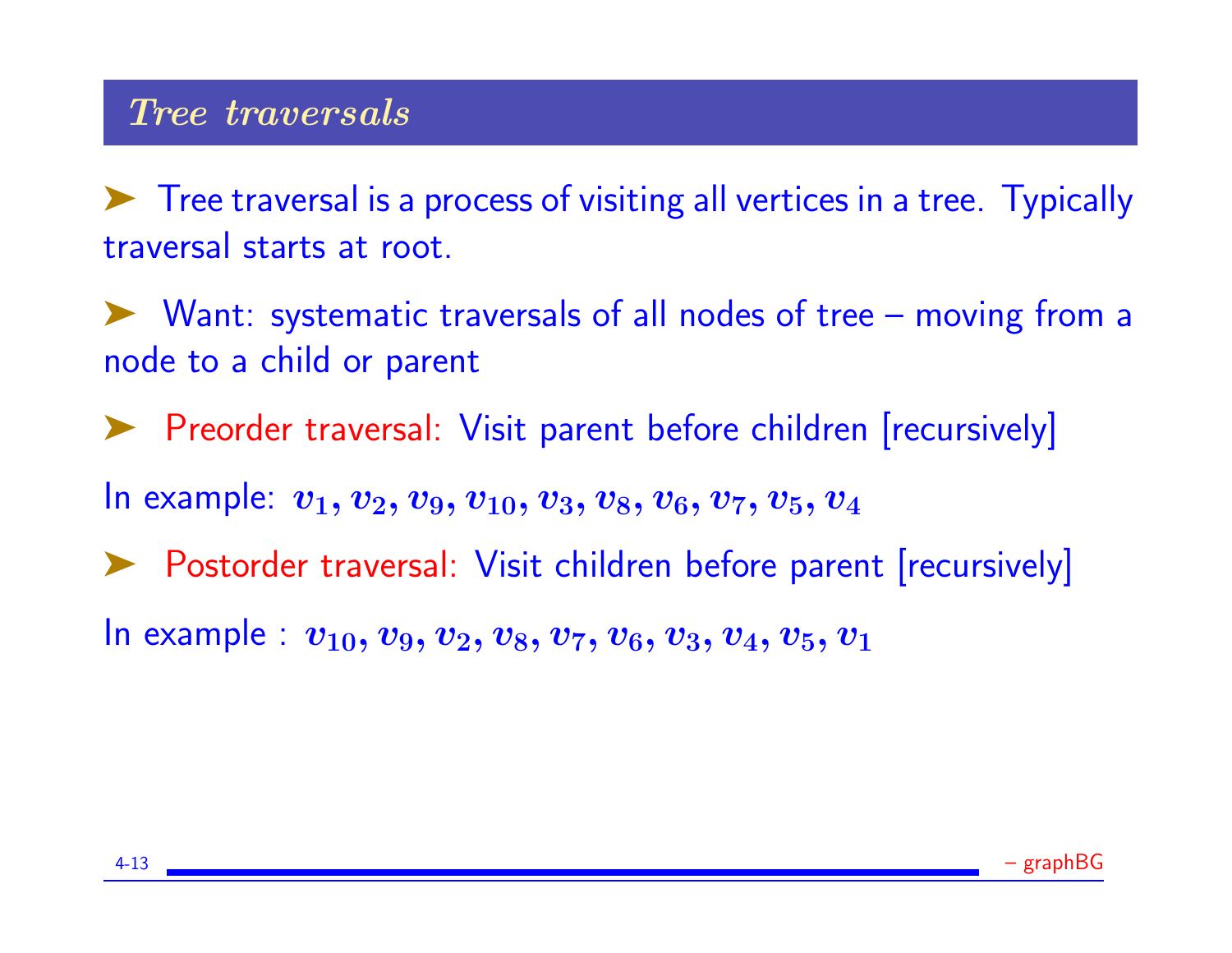## *Tree traversals*

- Tree traversal is a process of visiting all vertices in a tree. Typically traversal starts at root.

- Want: systematic traversals of all nodes of tree – moving from a node to a child or parent

- Preorder traversal: Visit parent before children [recursively]

In example: $v_1, v_2, v_9, v_{10}, v_3, v_8, v_6, v_7, v_5, v_4$

- Postorder traversal: Visit children before parent [recursively]

In example : $v_{10}, v_9, v_2, v_8, v_7, v_6, v_3, v_4, v_5, v_1$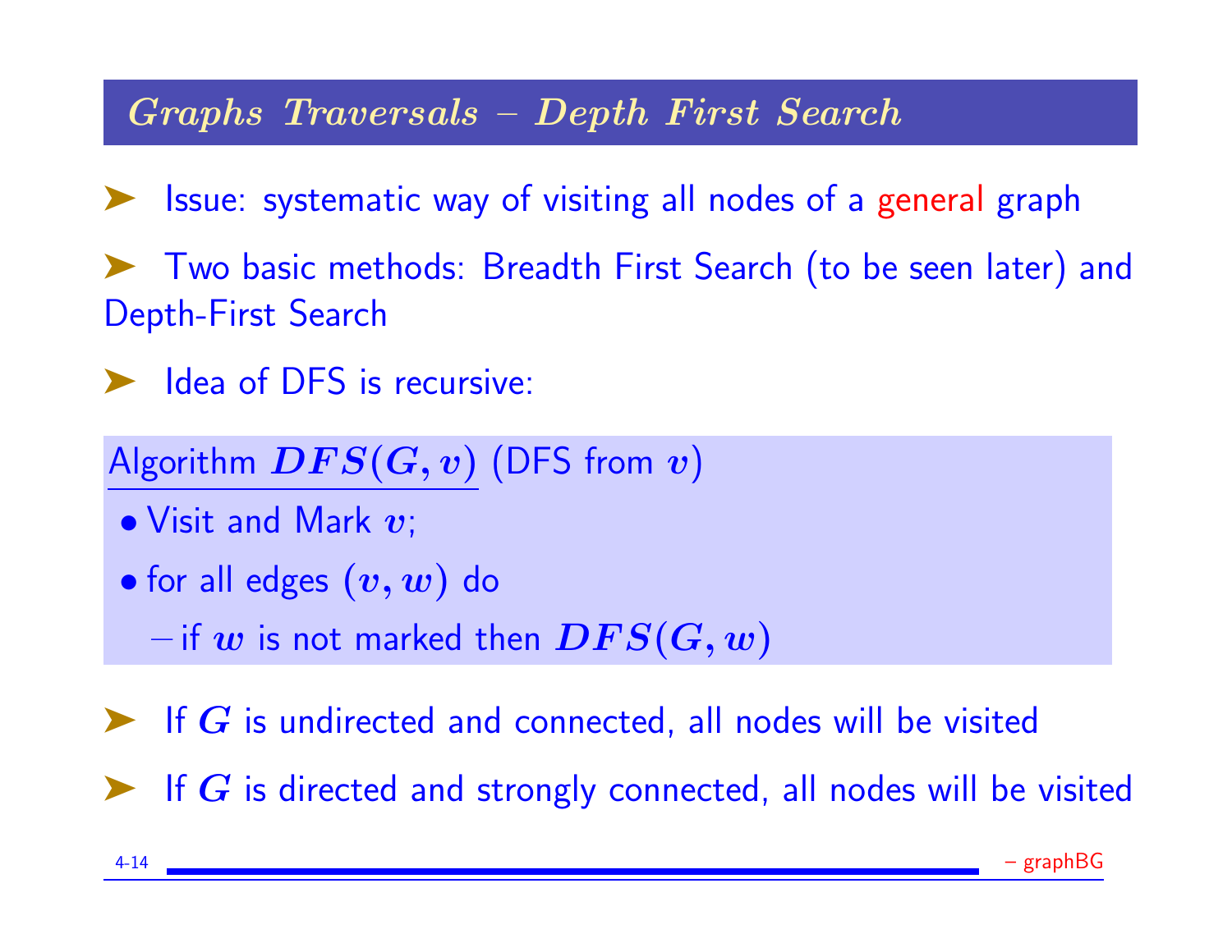## *Graphs Traversals – Depth First Search*

- Issue: systematic way of visiting all nodes of a general graph
- Two basic methods: Breadth First Search (to be seen later) and Depth-First Search
- Idea of DFS is recursive:

<u>Algorithm $DFS(G, v)$</u> (DFS from $v$)

- Visit and Mark $v$;
- for all edges $(v, w)$ do
  - if $w$ is not marked then $DFS(G, w)$

- If $G$ is undirected and connected, all nodes will be visited
- If $G$ is directed and strongly connected, all nodes will be visited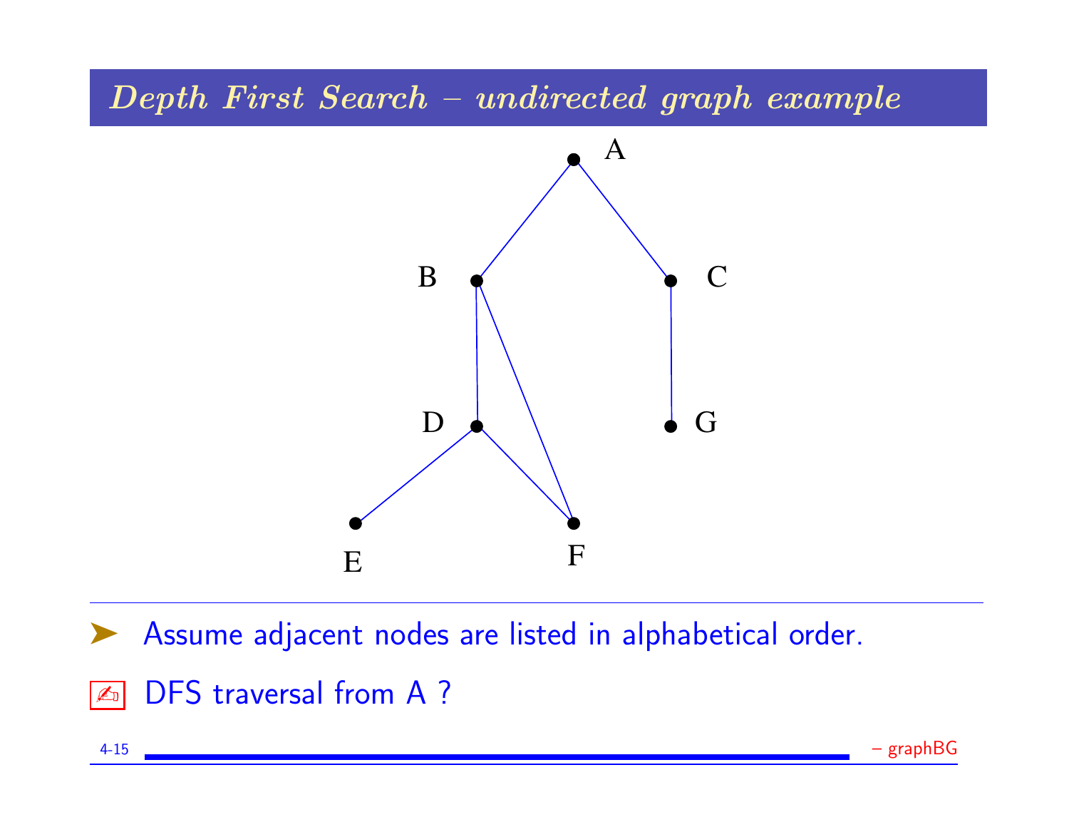## *Depth First Search – undirected graph example*

- Assume adjacent nodes are listed in alphabetical order.
- DFS traversal from A ?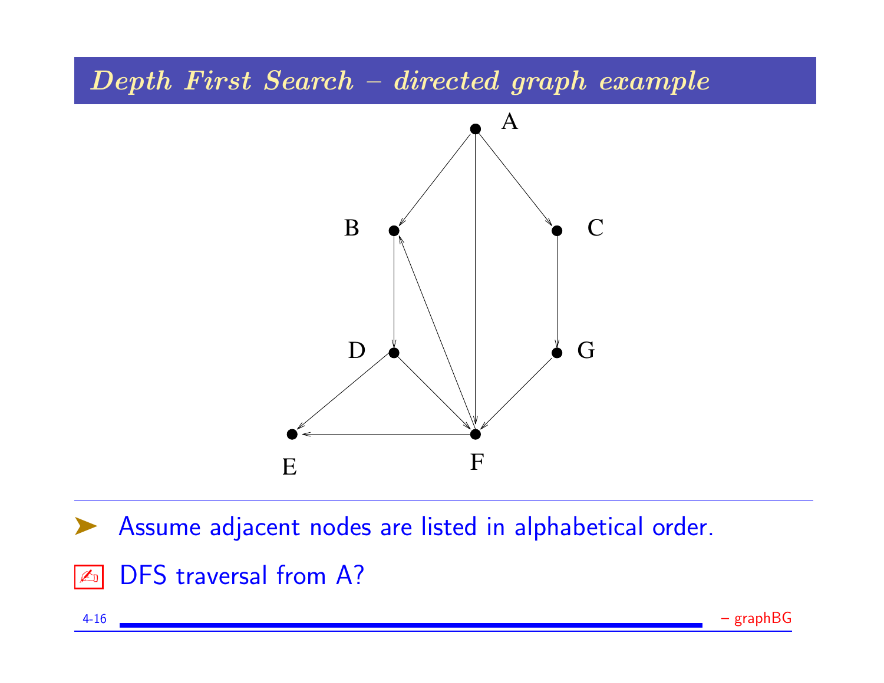# *Depth First Search – directed graph example*

- Assume adjacent nodes are listed in alphabetical order.

- DFS traversal from A?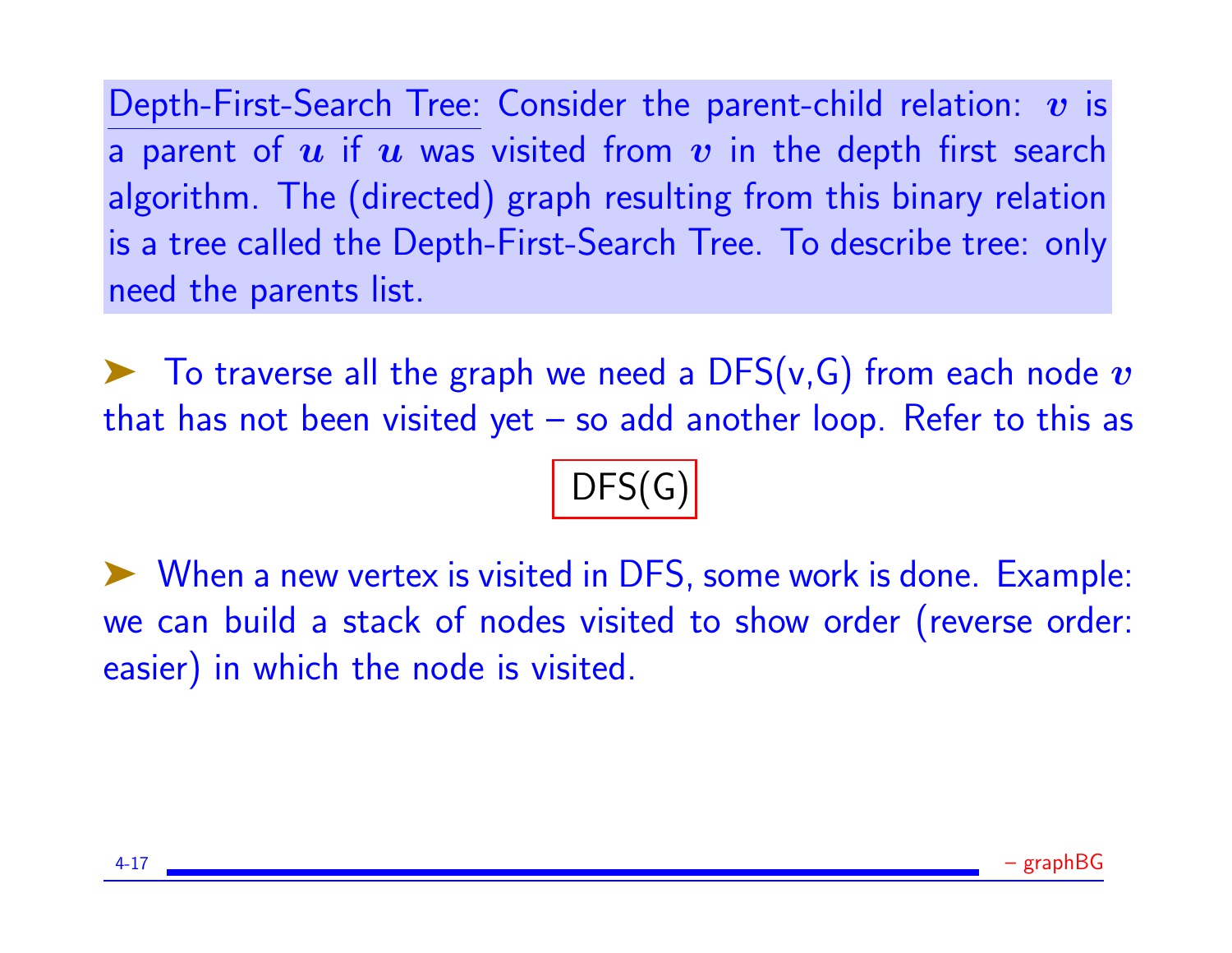Depth-First-Search Tree: Consider the parent-child relation: $v$ is a parent of $u$ if $u$ was visited from $v$ in the depth first search algorithm. The (directed) graph resulting from this binary relation is a tree called the Depth-First-Search Tree. To describe tree: only need the parents list.

- To traverse all the graph we need a DFS(v,G) from each node $v$ that has not been visited yet – so add another loop. Refer to this as

  **DFS(G)**

- When a new vertex is visited in DFS, some work is done. Example: we can build a stack of nodes visited to show order (reverse order: easier) in which the node is visited.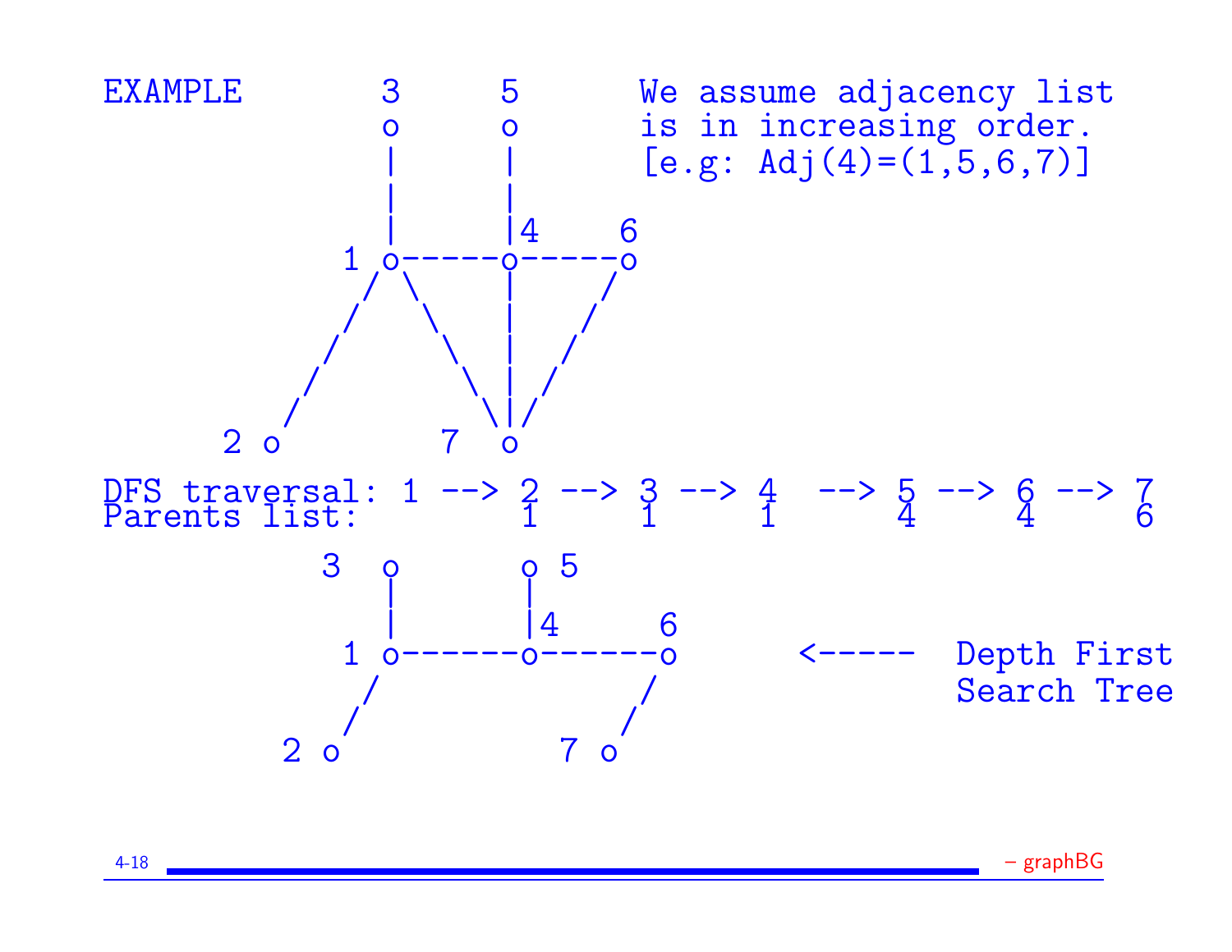EXAMPLE

We assume adjacency list is in increasing order. [e.g: Adj(4)=(1,5,6,7)]

```
              3     5
              o     o
              |     |
              |     |
              |     |4    6
            1 o-----o-----o
             / \    |    /
            /   \   |   /
           /     \  |  /
          /       \ | /
       2 o       7  o
```

DFS traversal: 1 --> 2 --> 3 --> 4 --> 5 --> 6 --> 7
Parents list: 1 1 1 4 4 6

```
            3  o      o 5
               |      |
               |      |4     6
             1 o------o------o        <-----  Depth First
              /             /                 Search Tree
             /             /
          2 o           7 o
```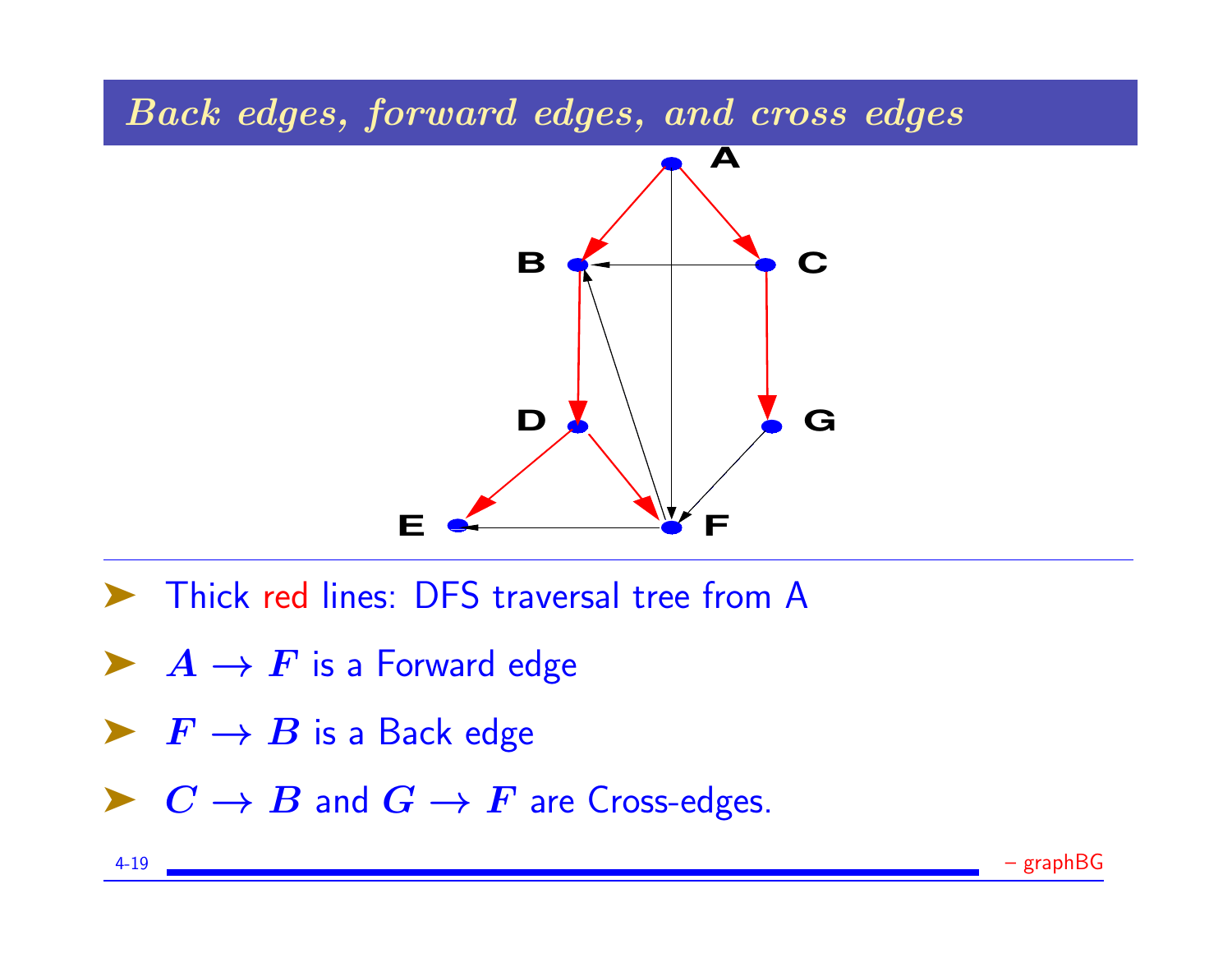# *Back edges, forward edges, and cross edges*

- Thick red lines: DFS traversal tree from A
- $A \rightarrow F$ is a Forward edge
- $F \rightarrow B$ is a Back edge
- $C \rightarrow B$ and $G \rightarrow F$ are Cross-edges.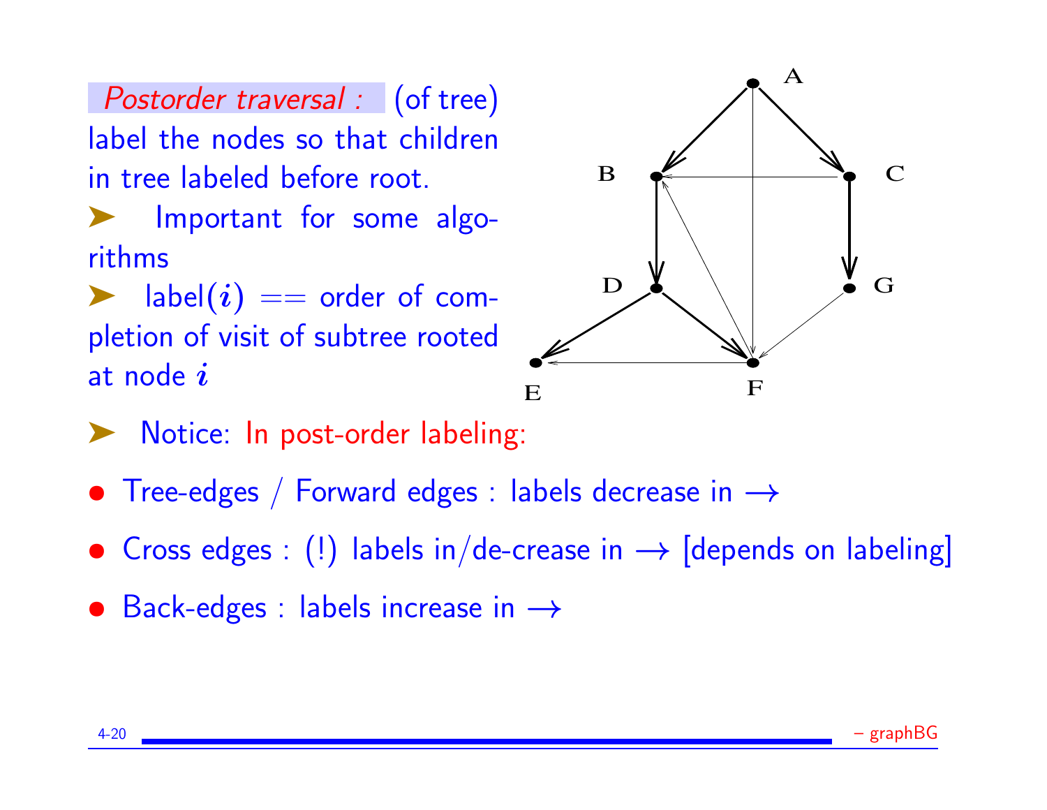*Postorder traversal :* (of tree) label the nodes so that children in tree labeled before root.

➤ Important for some algorithms

➤ label($i$) == order of completion of visit of subtree rooted at node $i$

➤ Notice: In post-order labeling:

- Tree-edges / Forward edges : labels decrease in $\longrightarrow$
- Cross edges : (!) labels in/de-crease in $\longrightarrow$ [depends on labeling]
- Back-edges : labels increase in $\longrightarrow$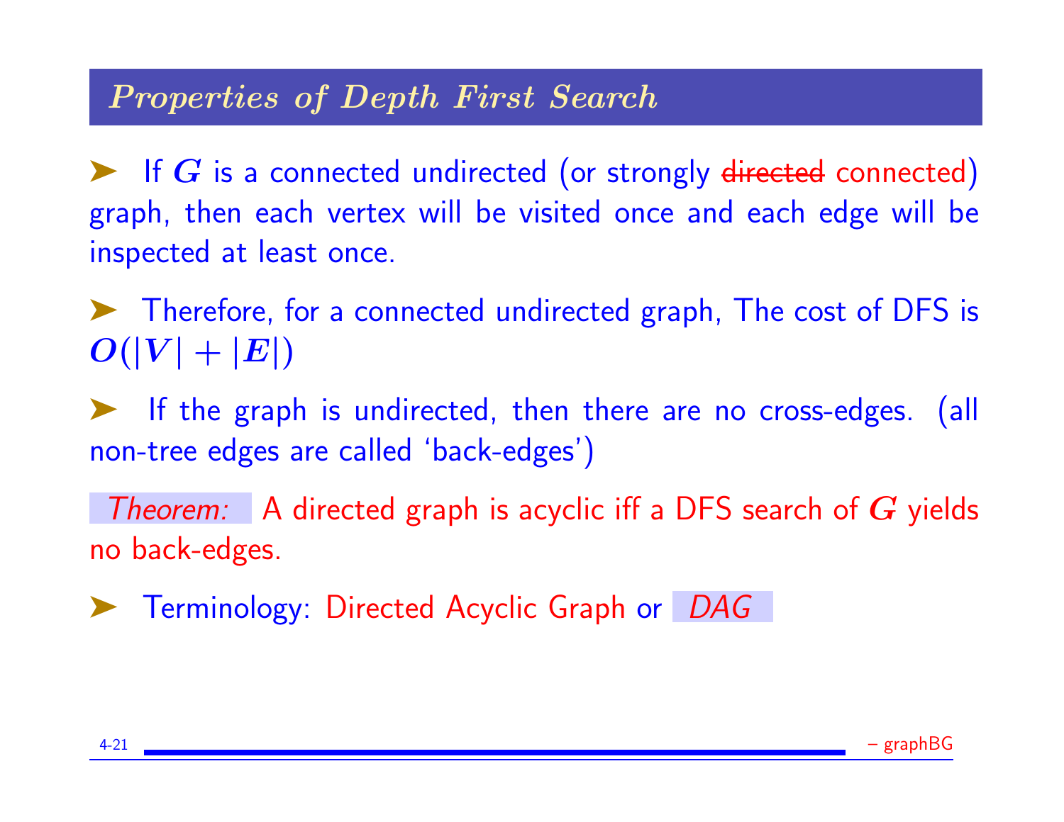## *Properties of Depth First Search*

- If $G$ is a connected undirected (or strongly ~~directed~~ connected) graph, then each vertex will be visited once and each edge will be inspected at least once.

- Therefore, for a connected undirected graph, The cost of DFS is $O(|V| + |E|)$

- If the graph is undirected, then there are no cross-edges. (all non-tree edges are called 'back-edges')

*Theorem:* A directed graph is acyclic iff a DFS search of $G$ yields no back-edges.

- Terminology: Directed Acyclic Graph or *DAG*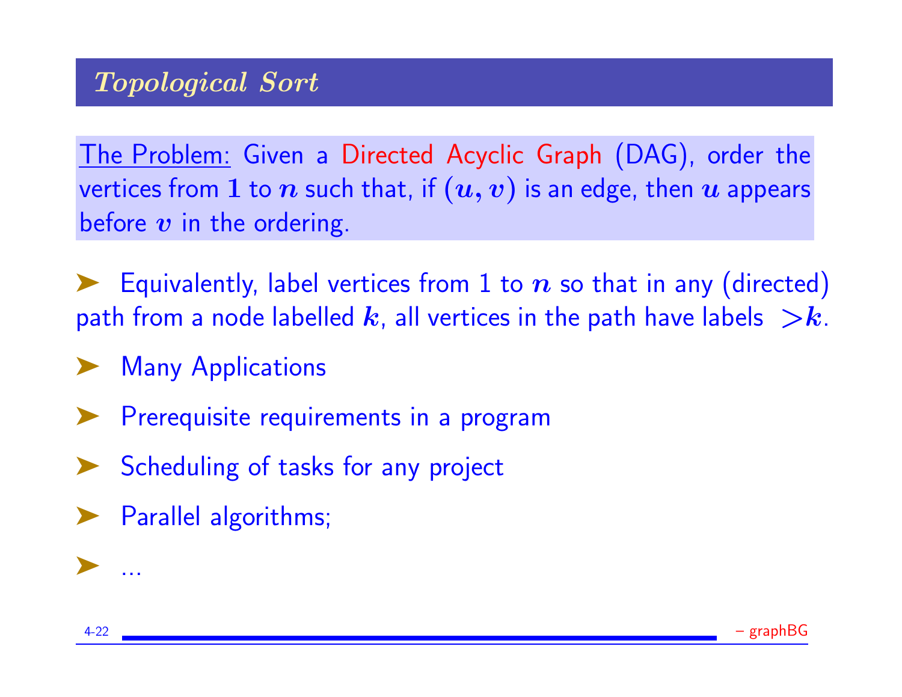## *Topological Sort*

<u>The Problem:</u> Given a Directed Acyclic Graph (DAG), order the vertices from $1$ to $n$ such that, if $(u, v)$ is an edge, then $u$ appears before $v$ in the ordering.

- Equivalently, label vertices from 1 to $n$ so that in any (directed) path from a node labelled $k$, all vertices in the path have labels $>k$.
- Many Applications
- Prerequisite requirements in a program
- Scheduling of tasks for any project
- Parallel algorithms;
- ...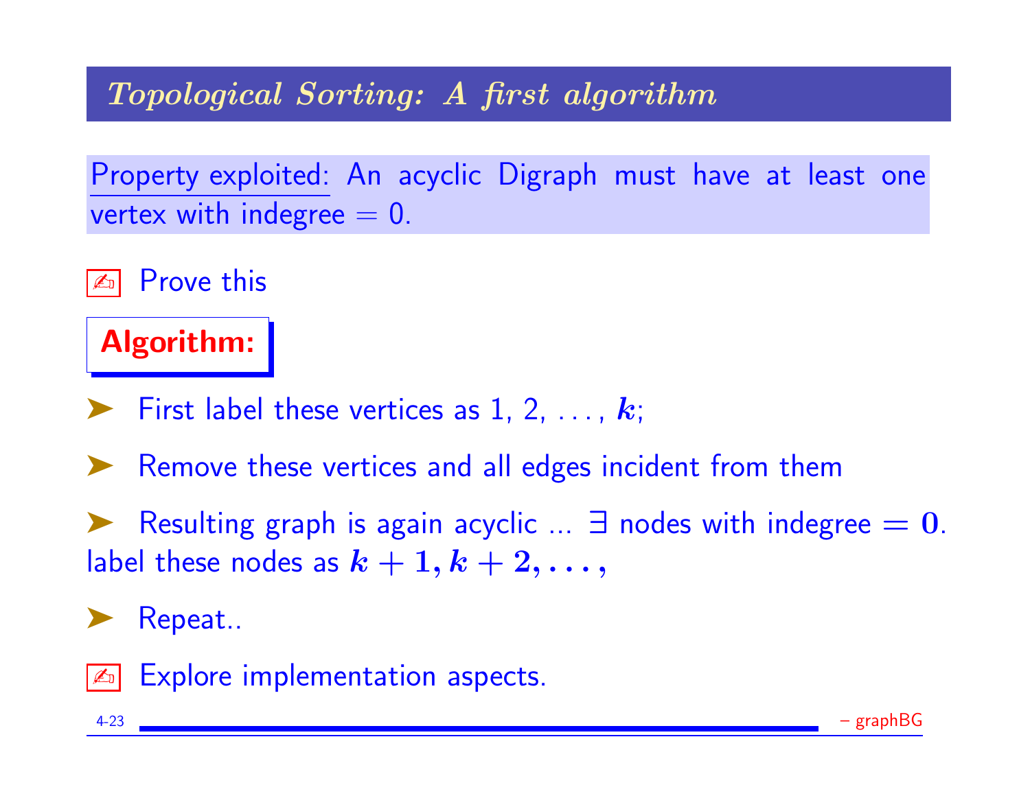## *Topological Sorting: A first algorithm*

Property exploited: An acyclic Digraph must have at least one vertex with indegree = 0.

✍ Prove this

**Algorithm:**

- First label these vertices as 1, 2, . . . , $k$;
- Remove these vertices and all edges incident from them
- Resulting graph is again acyclic ... ∃ nodes with indegree $= 0$. label these nodes as $k + 1, k + 2, \ldots,$
- Repeat..

✍ Explore implementation aspects.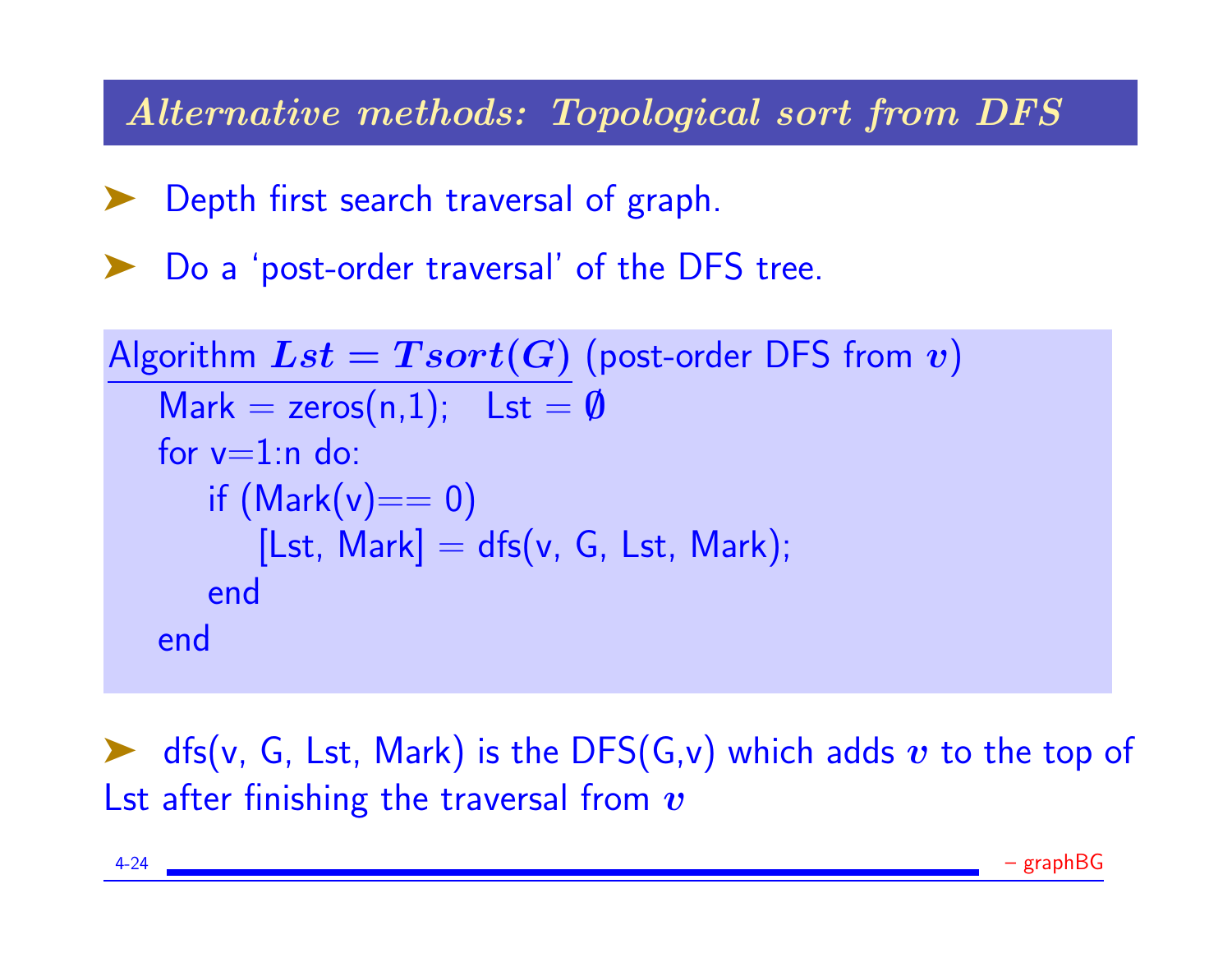## *Alternative methods: Topological sort from DFS*

- Depth first search traversal of graph.
- Do a 'post-order traversal' of the DFS tree.

Algorithm $Lst = Tsort(G)$ (post-order DFS from $v$)

```
Mark = zeros(n,1);   Lst = ∅
for v=1:n do:
    if (Mark(v)== 0)
        [Lst, Mark] = dfs(v, G, Lst, Mark);
    end
end
```

- dfs(v, G, Lst, Mark) is the DFS(G,v) which adds $v$ to the top of Lst after finishing the traversal from $v$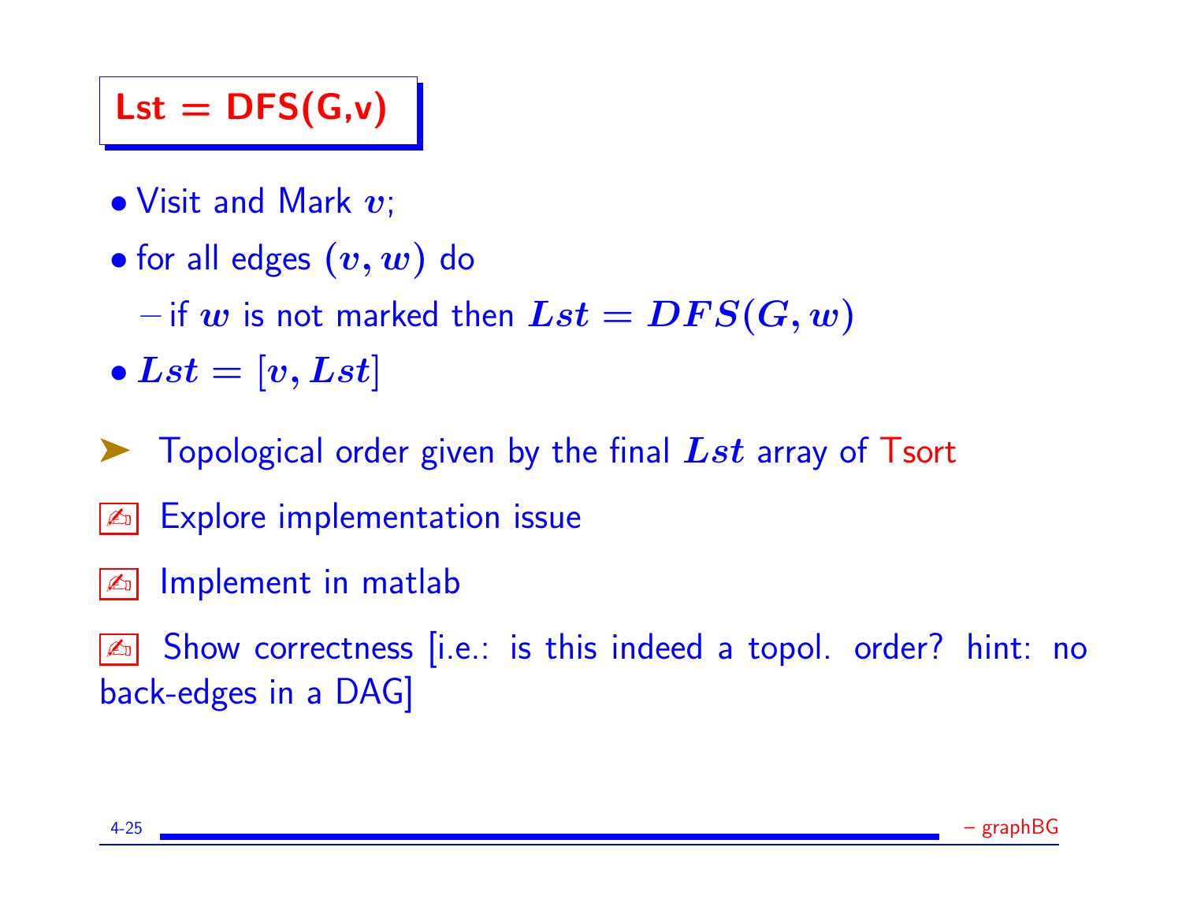# Lst = DFS(G,v)

- Visit and Mark $v$;
- for all edges $(v, w)$ do
  - if $w$ is not marked then $Lst = DFS(G, w)$
- $Lst = [v, Lst]$

➤ Topological order given by the final $Lst$ array of Tsort

✍ Explore implementation issue

✍ Implement in matlab

✍ Show correctness [i.e.: is this indeed a topol. order? hint: no back-edges in a DAG]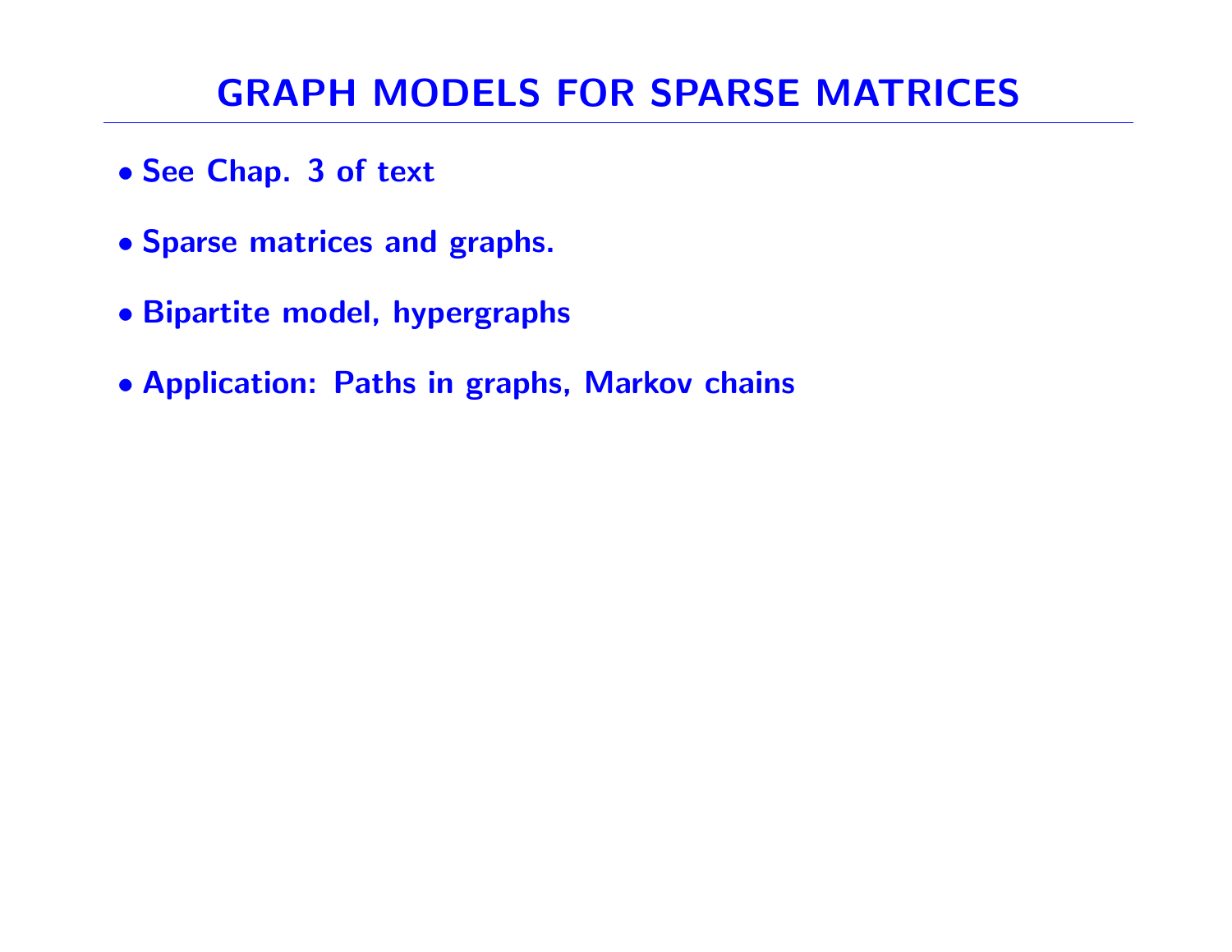# GRAPH MODELS FOR SPARSE MATRICES

- See Chap. 3 of text
- Sparse matrices and graphs.
- Bipartite model, hypergraphs
- Application: Paths in graphs, Markov chains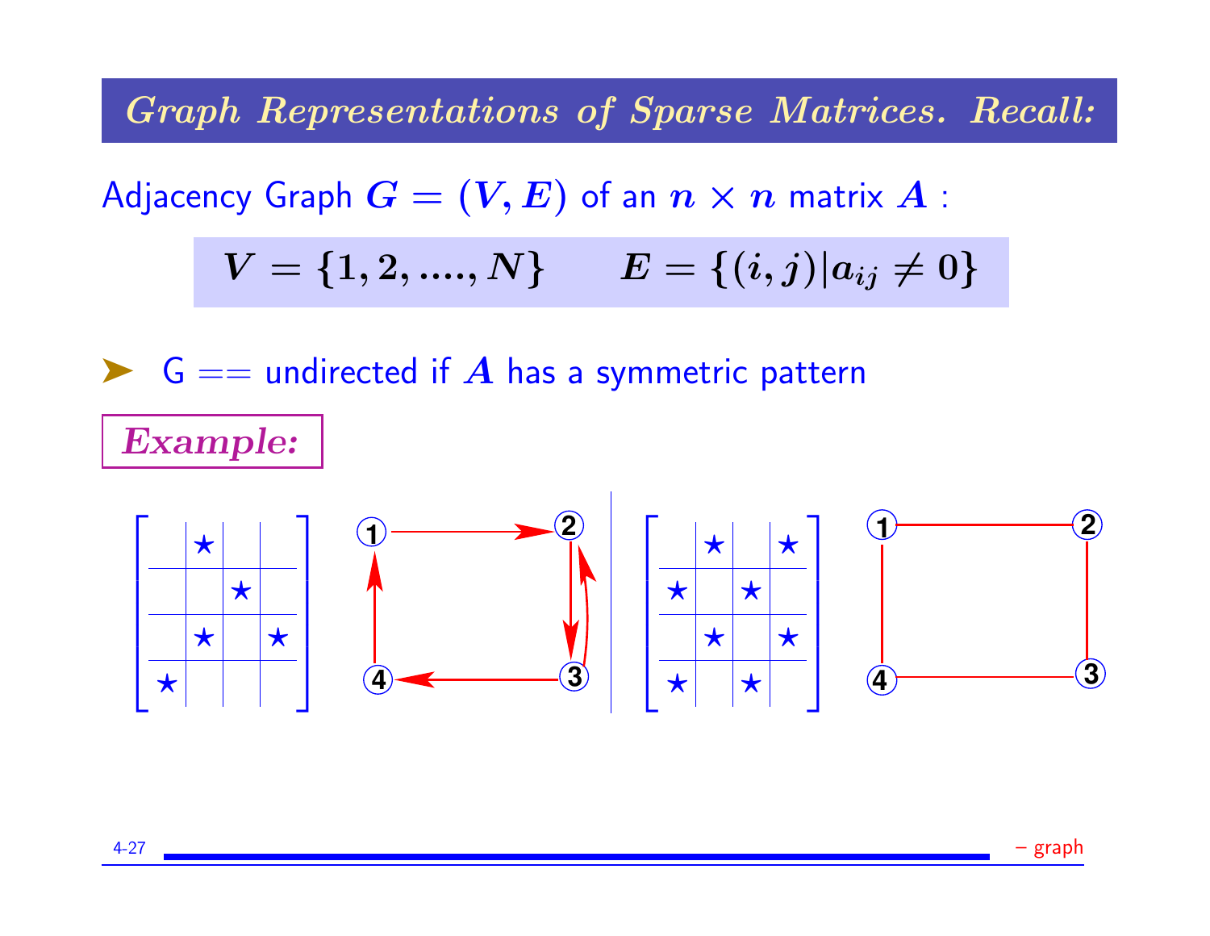# Graph Representations of Sparse Matrices. Recall:

Adjacency Graph $G = (V, E)$ of an $n \times n$ matrix $A$ :

$$V = \{1, 2, ...., N\} \qquad E = \{(i, j) | a_{ij} \neq 0\}$$

- G == undirected if $A$ has a symmetric pattern

***Example:***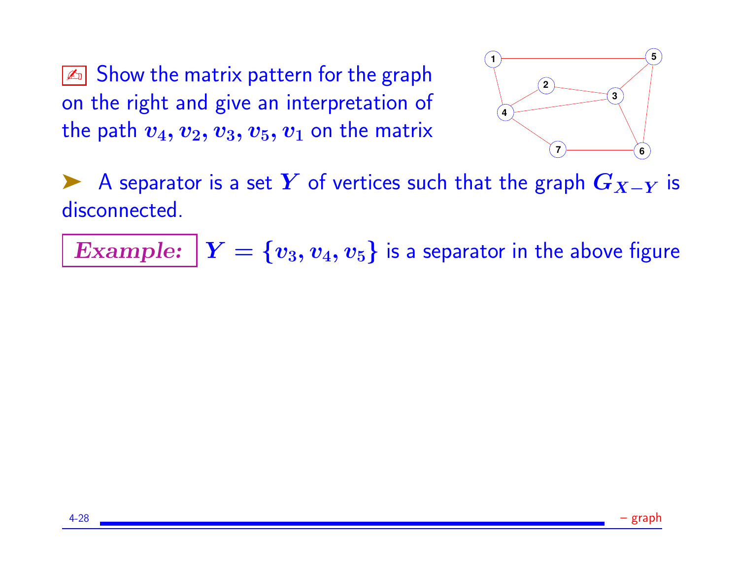✍ Show the matrix pattern for the graph on the right and give an interpretation of the path $v_4, v_2, v_3, v_5, v_1$ on the matrix

➤ A separator is a set $Y$ of vertices such that the graph $G_{X-Y}$ is disconnected.

***Example:*** $Y = \{v_3, v_4, v_5\}$ is a separator in the above figure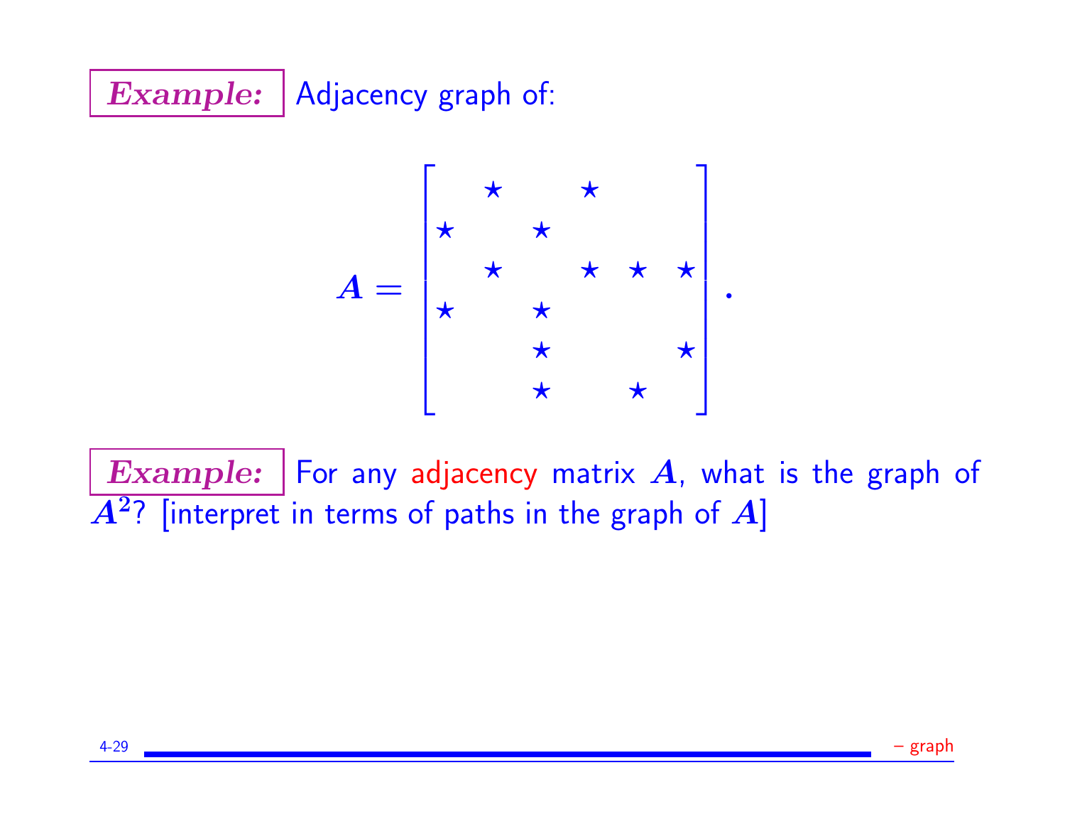**Example:** Adjacency graph of:

$$A = \begin{bmatrix} & \star & & \star & & \\ \star & & \star & & & \\ & \star & & \star & \star & \star \\ \star & & \star & & & \\ & & \star & & & \star \\ & & \star & & \star & \end{bmatrix}.$$

**Example:** For any adjacency matrix $A$, what is the graph of $A^2$? [interpret in terms of paths in the graph of $A$]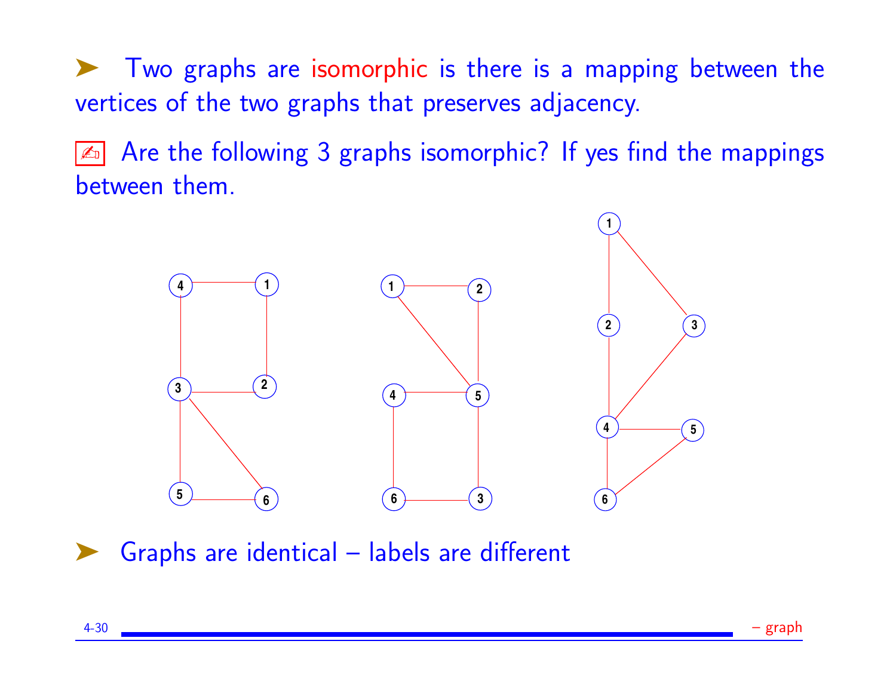➤ Two graphs are isomorphic is there is a mapping between the vertices of the two graphs that preserves adjacency.

✍ Are the following 3 graphs isomorphic? If yes find the mappings between them.

➤ Graphs are identical – labels are different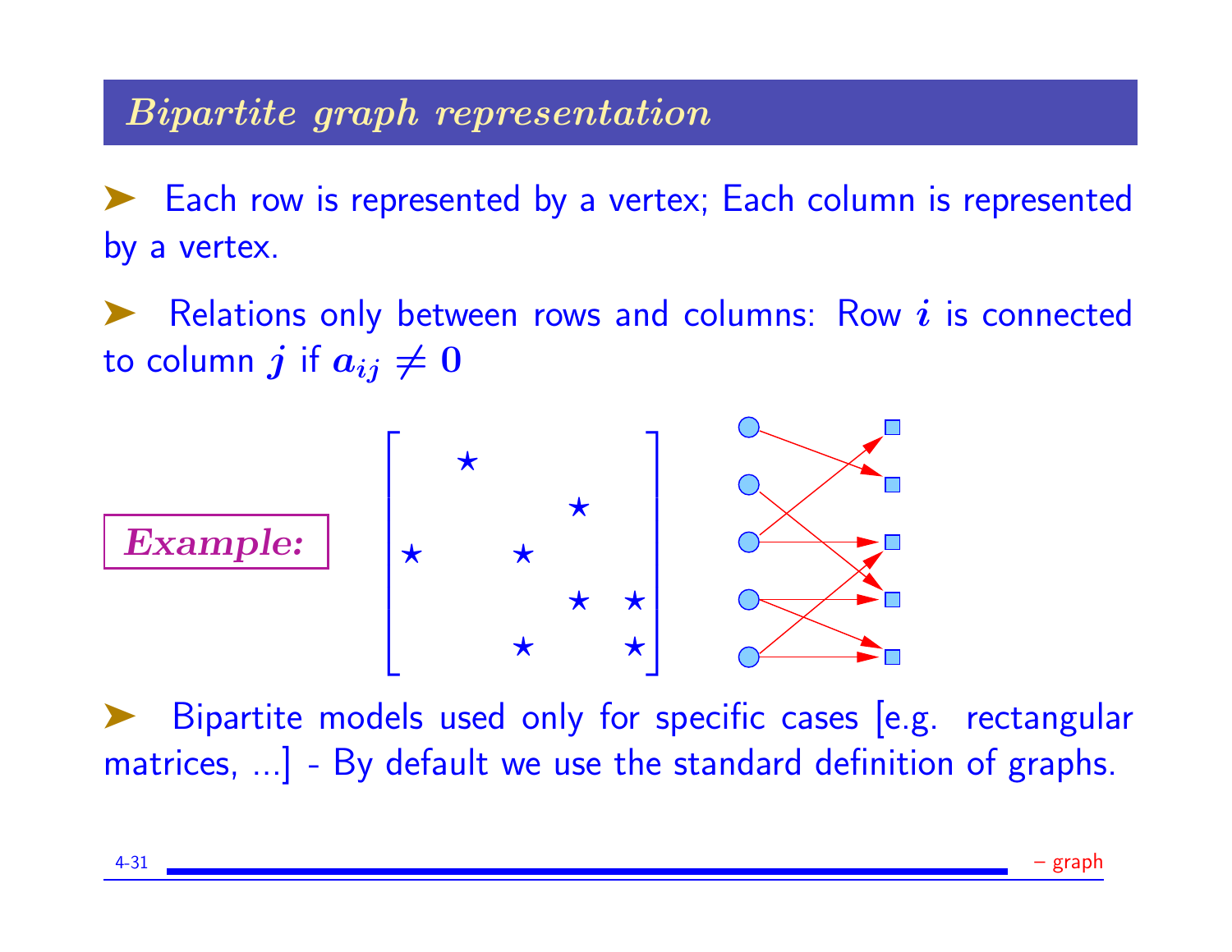## *Bipartite graph representation*

- Each row is represented by a vertex; Each column is represented by a vertex.

- Relations only between rows and columns: Row $i$ is connected to column $j$ if $a_{ij} \neq 0$

***Example:***

$$
\begin{bmatrix}
 & \star & & & \\
 & & & \star & \\
\star & & \star & & \\
 & & & \star & \star \\
 & & \star & & \star
\end{bmatrix}
$$

- Bipartite models used only for specific cases [e.g. rectangular matrices, ...] - By default we use the standard definition of graphs.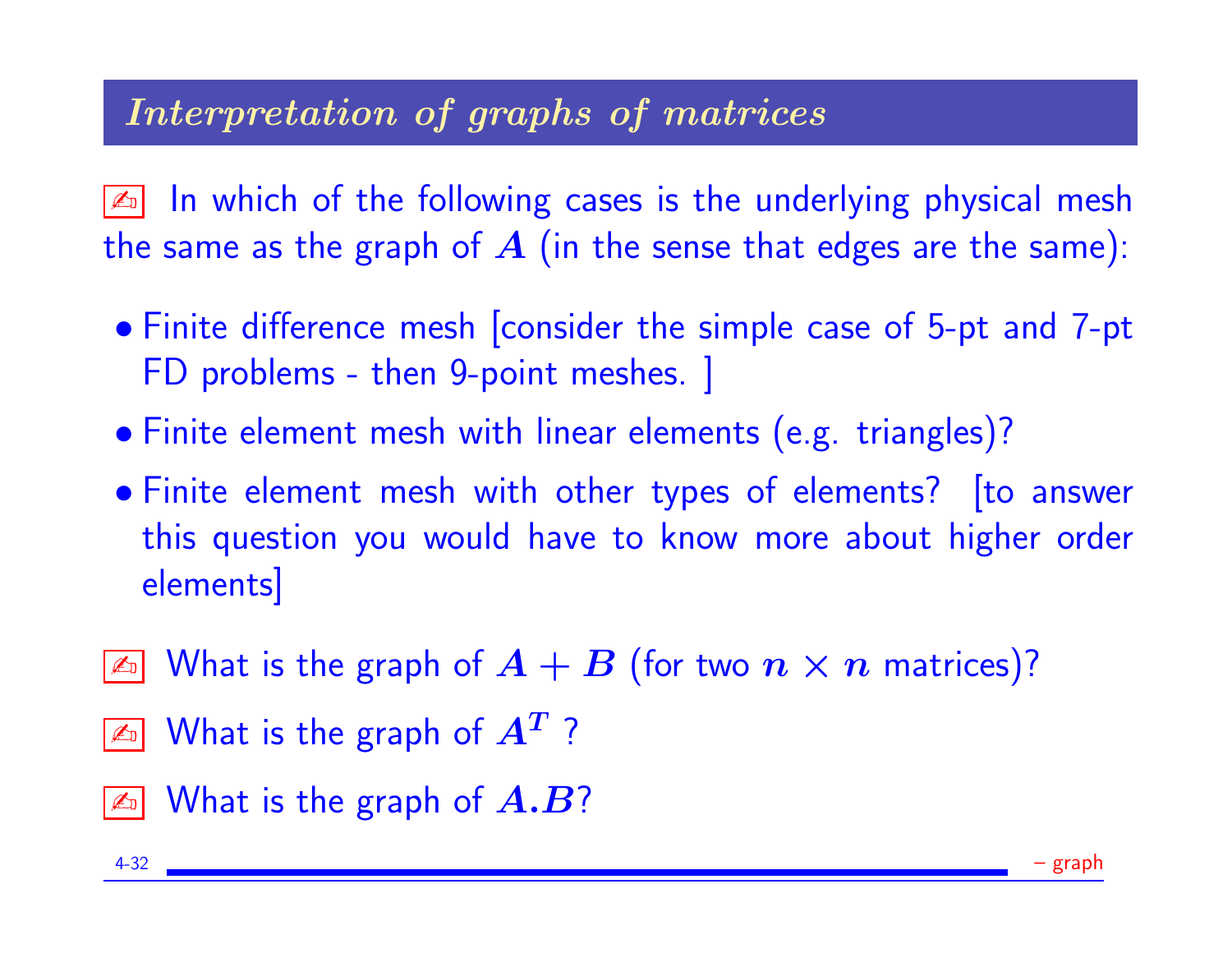## *Interpretation of graphs of matrices*

✍ In which of the following cases is the underlying physical mesh the same as the graph of $A$ (in the sense that edges are the same):

- Finite difference mesh [consider the simple case of 5-pt and 7-pt FD problems - then 9-point meshes. ]
- Finite element mesh with linear elements (e.g. triangles)?
- Finite element mesh with other types of elements? [to answer this question you would have to know more about higher order elements]

✍ What is the graph of $A + B$ (for two $n \times n$ matrices)?

✍ What is the graph of $A^T$ ?

✍ What is the graph of $A.B$?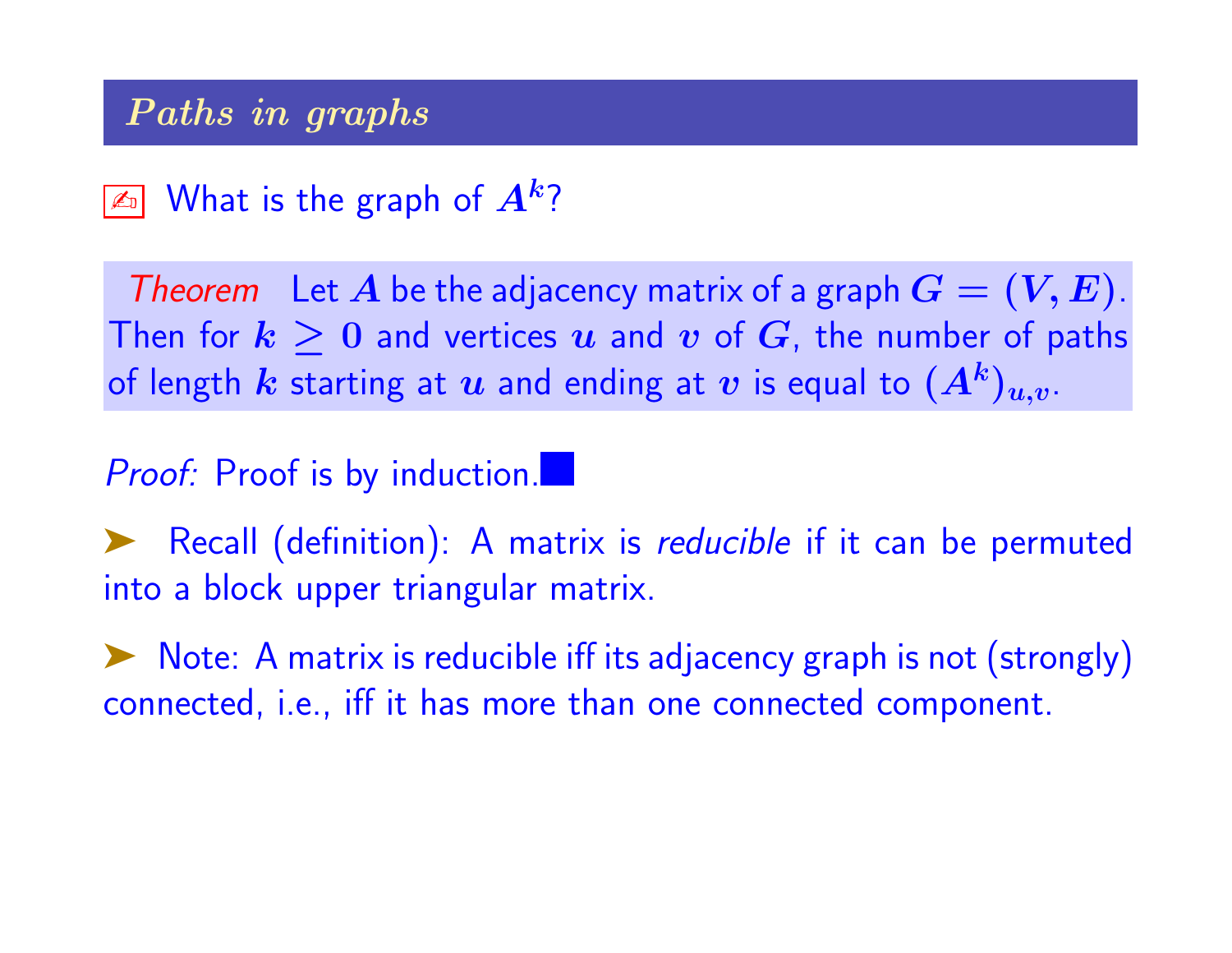## *Paths in graphs*

✍ What is the graph of $A^k$?

*Theorem* Let $A$ be the adjacency matrix of a graph $G = (V, E)$. Then for $k \geq 0$ and vertices $u$ and $v$ of $G$, the number of paths of length $k$ starting at $u$ and ending at $v$ is equal to $(A^k)_{u,v}$.

*Proof:* Proof is by induction. ■

➤ Recall (definition): A matrix is *reducible* if it can be permuted into a block upper triangular matrix.

➤ Note: A matrix is reducible iff its adjacency graph is not (strongly) connected, i.e., iff it has more than one connected component.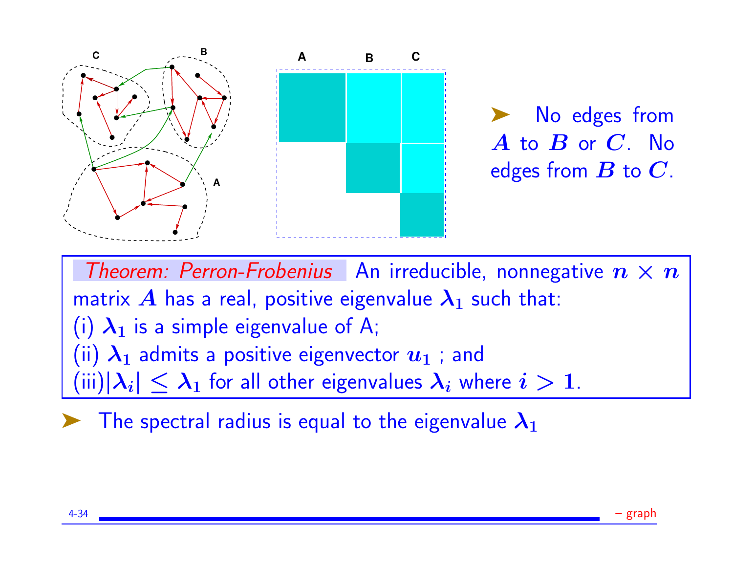- No edges from $A$ to $B$ or $C$. No edges from $B$ to $C$.

**Theorem: Perron-Frobenius** An irreducible, nonnegative $n \times n$ matrix $A$ has a real, positive eigenvalue $\lambda_1$ such that:
(i) $\lambda_1$ is a simple eigenvalue of A;
(ii) $\lambda_1$ admits a positive eigenvector $u_1$ ; and
(iii) $|\lambda_i| \leq \lambda_1$ for all other eigenvalues $\lambda_i$ where $i > 1$.

- The spectral radius is equal to the eigenvalue $\lambda_1$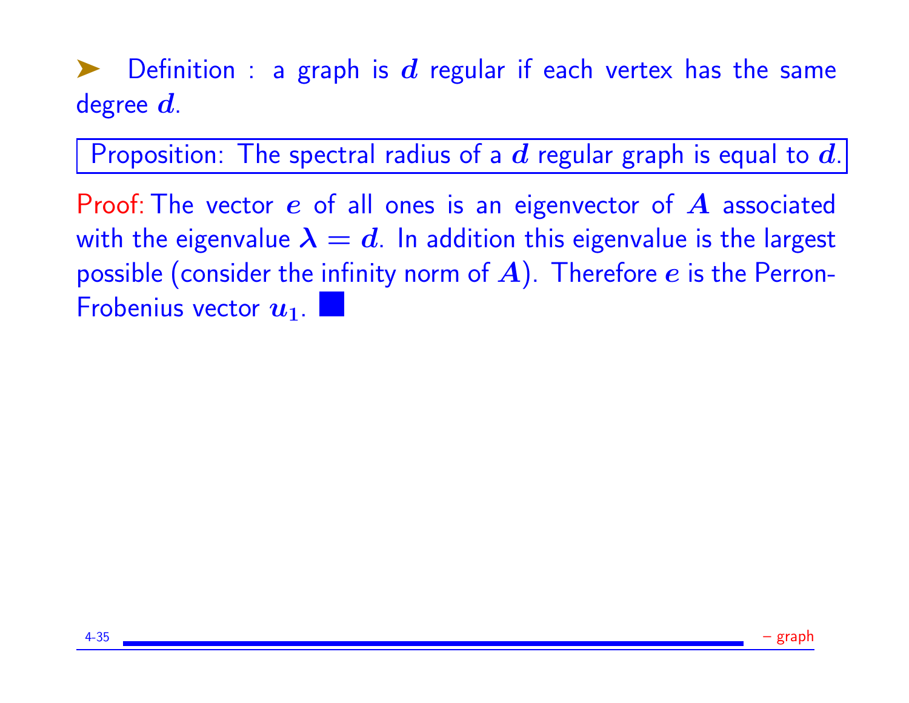➤ Definition : a graph is $d$ regular if each vertex has the same degree $d$.

Proposition: The spectral radius of a $d$ regular graph is equal to $d$.

Proof: The vector $e$ of all ones is an eigenvector of $A$ associated with the eigenvalue $\lambda = d$. In addition this eigenvalue is the largest possible (consider the infinity norm of $A$). Therefore $e$ is the Perron-Frobenius vector $u_1$. ■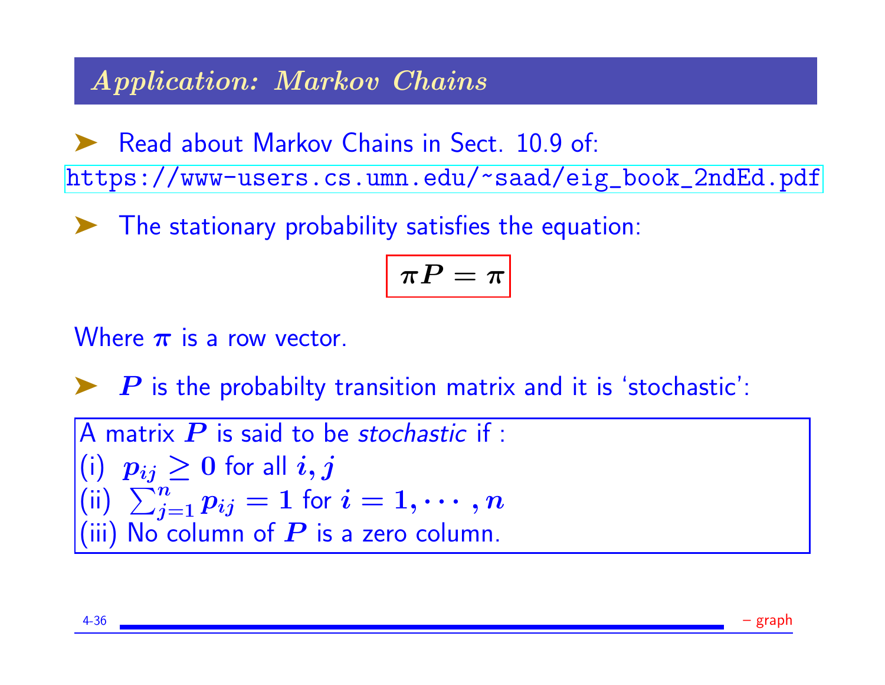## *Application: Markov Chains*

- Read about Markov Chains in Sect. 10.9 of: https://www-users.cs.umn.edu/~saad/eig_book_2ndEd.pdf

- The stationary probability satisfies the equation:

$$\boxed{\pi P = \pi}$$

Where $\pi$ is a row vector.

- $P$ is the probabilty transition matrix and it is 'stochastic':

> A matrix $P$ is said to be *stochastic* if :
> (i) $p_{ij} \geq 0$ for all $i, j$
> (ii) $\sum_{j=1}^{n} p_{ij} = 1$ for $i = 1, \cdots, n$
> (iii) No column of $P$ is a zero column.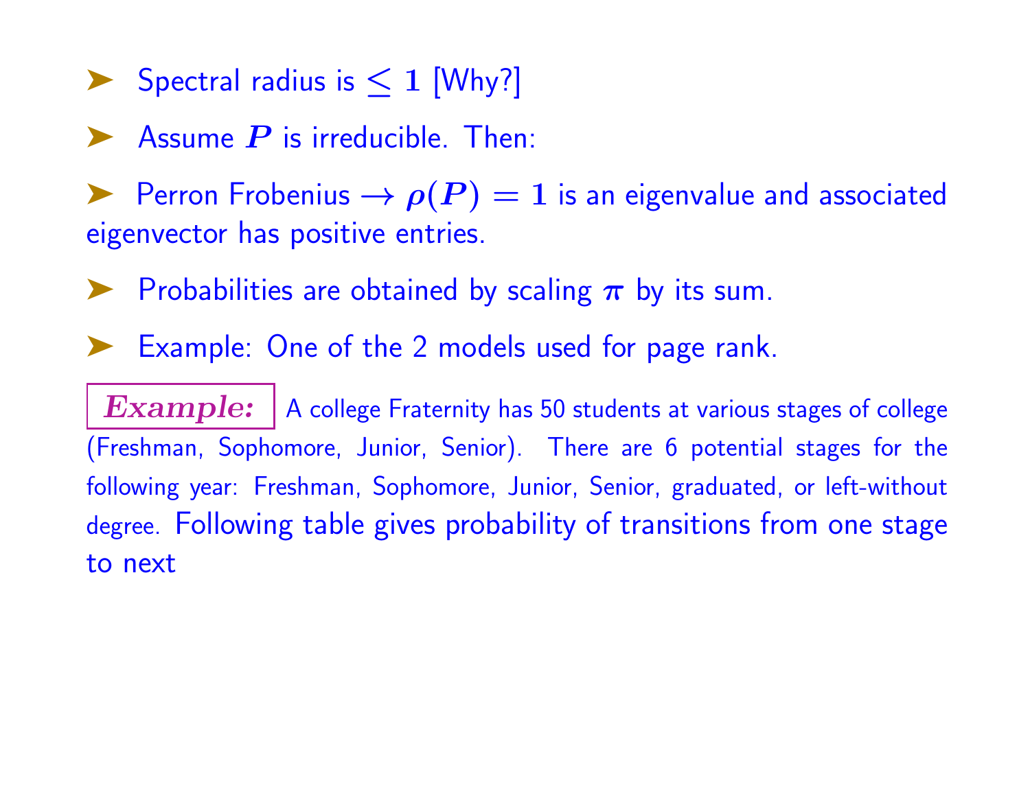- Spectral radius is $\leq 1$ [Why?]
- Assume $P$ is irreducible. Then:
- Perron Frobenius $\rightarrow \rho(P) = 1$ is an eigenvalue and associated eigenvector has positive entries.
- Probabilities are obtained by scaling $\pi$ by its sum.
- Example: One of the 2 models used for page rank.

***Example:*** A college Fraternity has 50 students at various stages of college (Freshman, Sophomore, Junior, Senior). There are 6 potential stages for the following year: Freshman, Sophomore, Junior, Senior, graduated, or left-without degree. Following table gives probability of transitions from one stage to next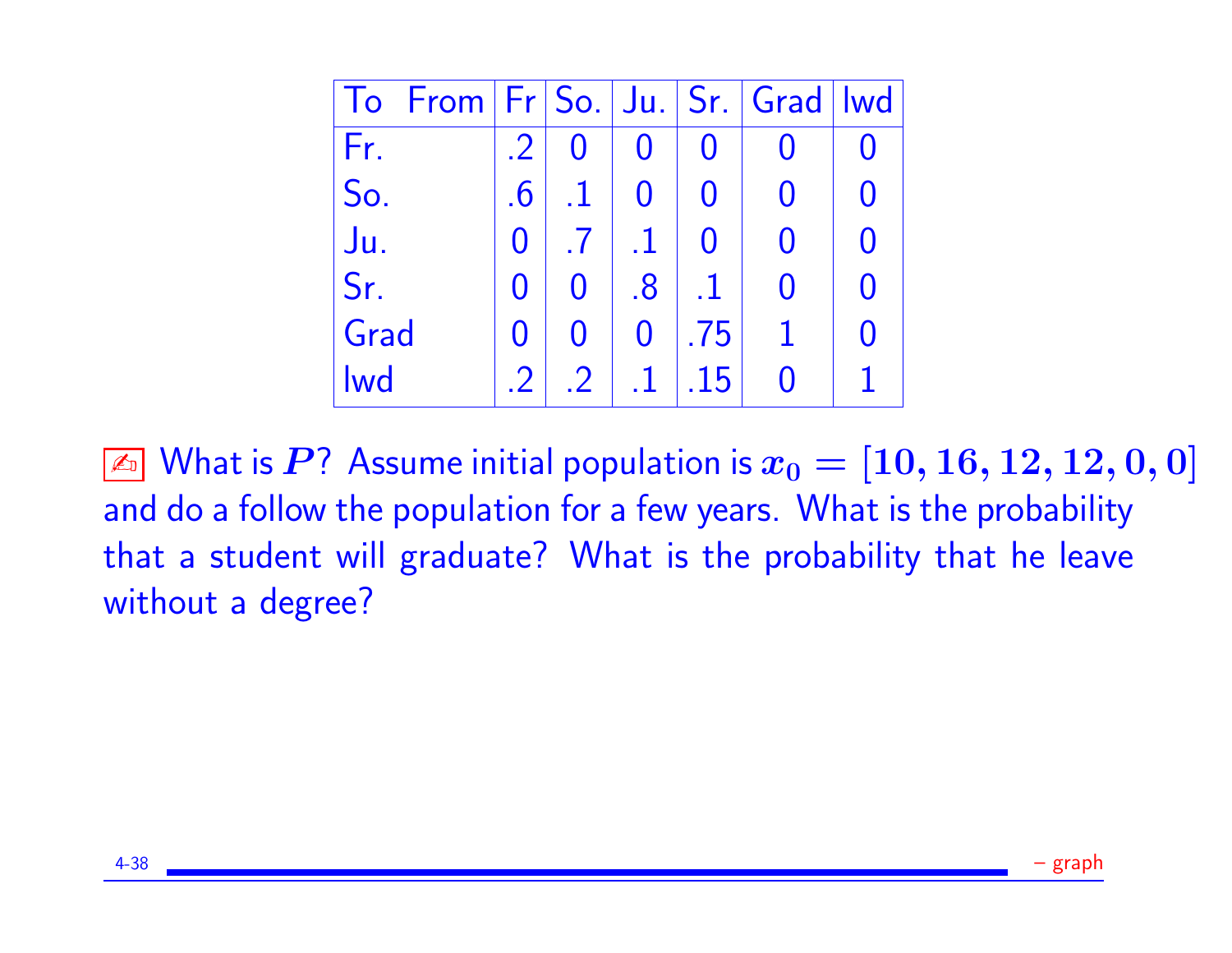| To From | Fr | So. | Ju. | Sr. | Grad | lwd |
|---|---|---|---|---|---|---|
| Fr. | .2 | 0 | 0 | 0 | 0 | 0 |
| So. | .6 | .1 | 0 | 0 | 0 | 0 |
| Ju. | 0 | .7 | .1 | 0 | 0 | 0 |
| Sr. | 0 | 0 | .8 | .1 | 0 | 0 |
| Grad | 0 | 0 | 0 | .75 | 1 | 0 |
| lwd | .2 | .2 | .1 | .15 | 0 | 1 |

✍ What is $P$? Assume initial population is $x_0 = [10, 16, 12, 12, 0, 0]$ and do a follow the population for a few years. What is the probability that a student will graduate? What is the probability that he leave without a degree?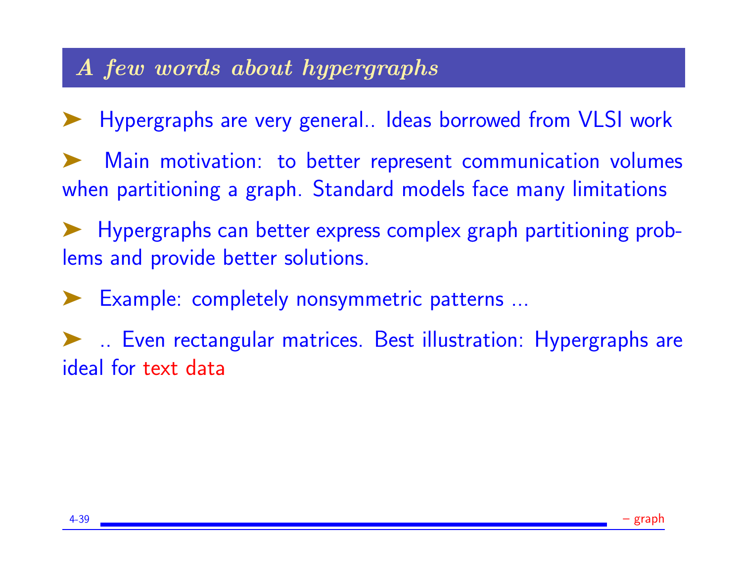## A few words about hypergraphs

- Hypergraphs are very general.. Ideas borrowed from VLSI work
- Main motivation: to better represent communication volumes when partitioning a graph. Standard models face many limitations
- Hypergraphs can better express complex graph partitioning problems and provide better solutions.
- Example: completely nonsymmetric patterns ...
- .. Even rectangular matrices. Best illustration: Hypergraphs are ideal for text data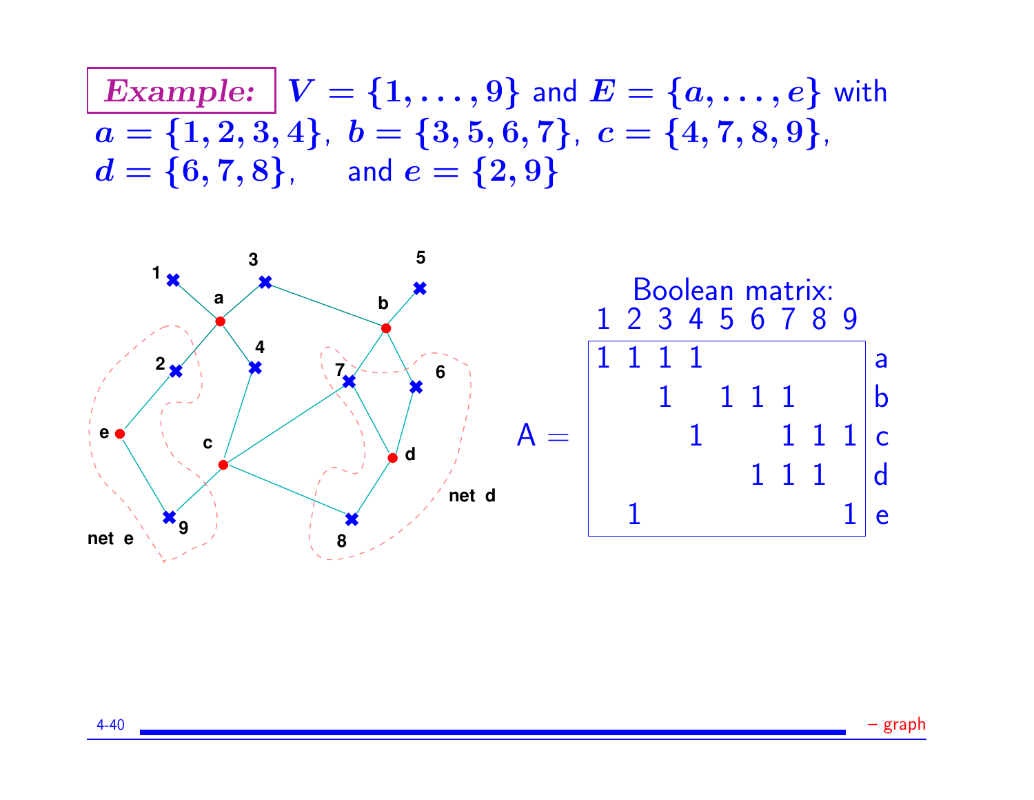**Example:** $V = \{1, \ldots, 9\}$ and $E = \{a, \ldots, e\}$ with $a = \{1, 2, 3, 4\}$, $b = \{3, 5, 6, 7\}$, $c = \{4, 7, 8, 9\}$, $d = \{6, 7, 8\}$, and $e = \{2, 9\}$

1
3
5
a
b
2
4
7
6
e
c
d
net d
9
8
net e

Boolean matrix:

| | 1 | 2 | 3 | 4 | 5 | 6 | 7 | 8 | 9 | |
|---|---|---|---|---|---|---|---|---|---|---|
| A = | 1 | 1 | 1 | 1 | | | | | | a |
| | | | 1 | | 1 | 1 | 1 | | | b |
| | | | | 1 | | | 1 | 1 | 1 | c |
| | | | | | | 1 | 1 | 1 | | d |
| | | 1 | | | | | | | 1 | e |